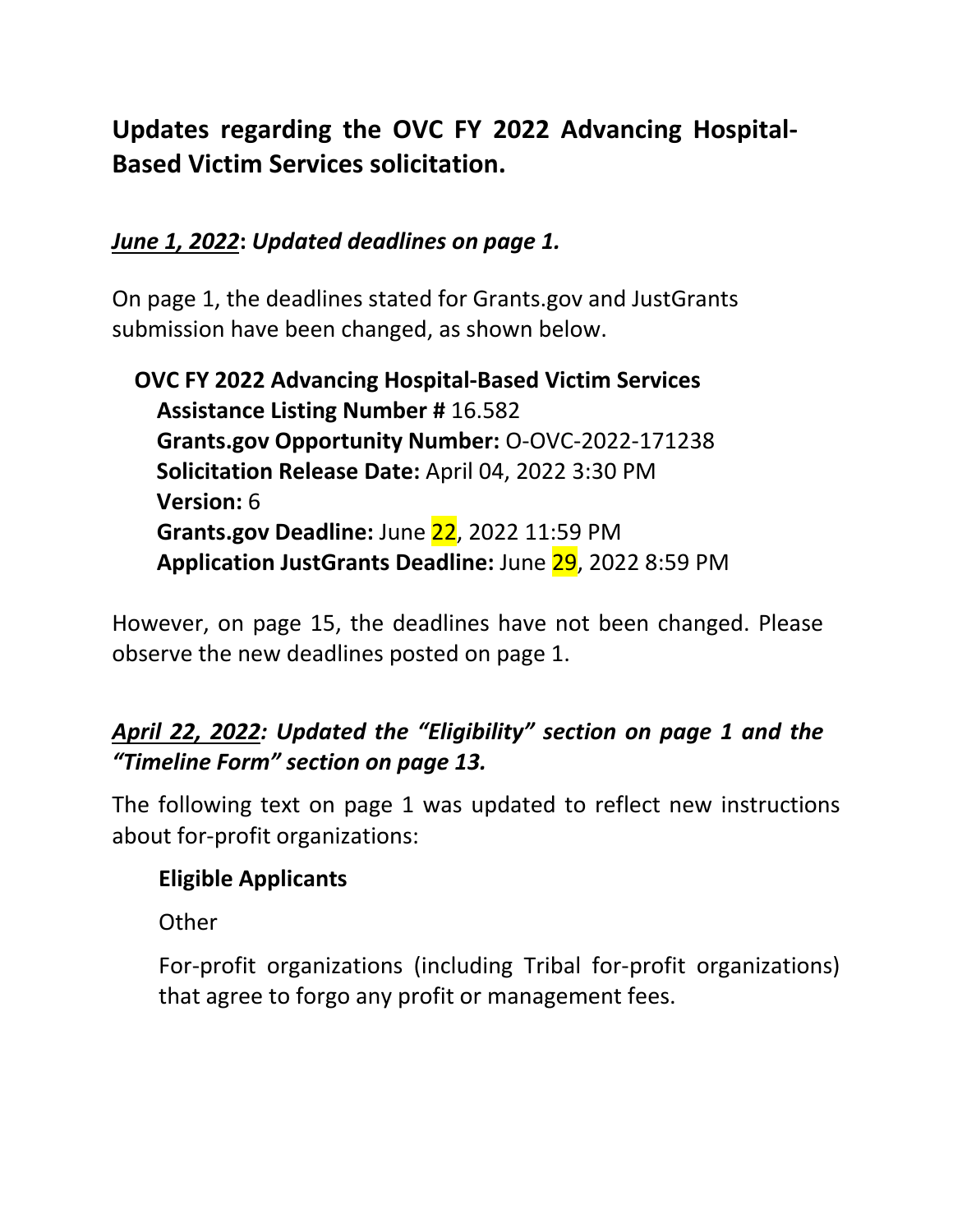## Updates regarding the OVC FY 2022 Advancing Hospital-Based Victim Services solicitation.

***June 1, 2022*: *Updated deadlines on page 1.***

On page 1, the deadlines stated for Grants.gov and JustGrants submission have been changed, as shown below.

**OVC FY 2022 Advancing Hospital-Based Victim Services**
**Assistance Listing Number #** 16.582
**Grants.gov Opportunity Number:** O-OVC-2022-171238
**Solicitation Release Date:** April 04, 2022 3:30 PM
**Version:** 6
**Grants.gov Deadline:** June 22, 2022 11:59 PM
**Application JustGrants Deadline:** June 29, 2022 8:59 PM

However, on page 15, the deadlines have not been changed. Please observe the new deadlines posted on page 1.

***April 22, 2022: Updated the "Eligibility" section on page 1 and the "Timeline Form" section on page 13.***

The following text on page 1 was updated to reflect new instructions about for-profit organizations:

**Eligible Applicants**

Other

For-profit organizations (including Tribal for-profit organizations) that agree to forgo any profit or management fees.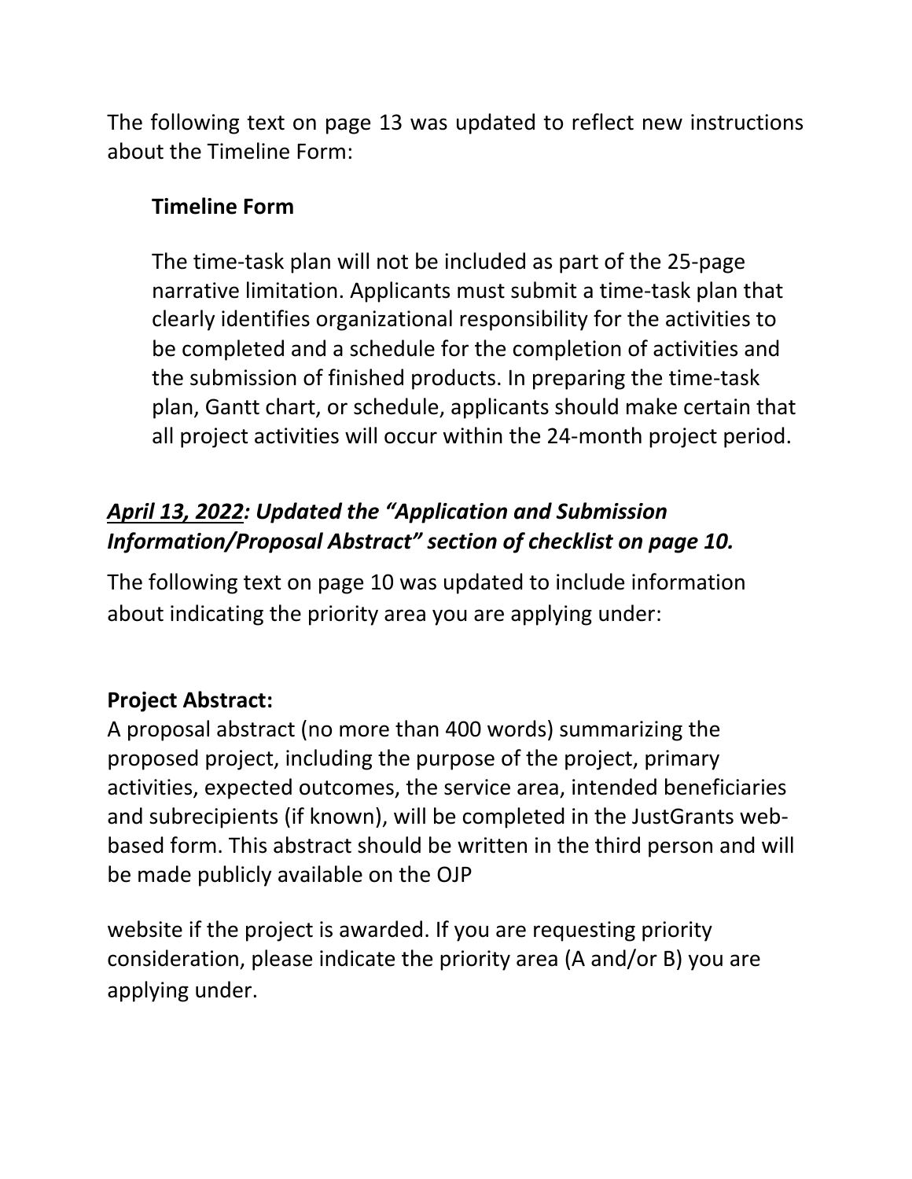The following text on page 13 was updated to reflect new instructions about the Timeline Form:

> **Timeline Form**
>
> The time-task plan will not be included as part of the 25-page narrative limitation. Applicants must submit a time-task plan that clearly identifies organizational responsibility for the activities to be completed and a schedule for the completion of activities and the submission of finished products. In preparing the time-task plan, Gantt chart, or schedule, applicants should make certain that all project activities will occur within the 24-month project period.

***<u>April 13, 2022</u>: Updated the "Application and Submission Information/Proposal Abstract" section of checklist on page 10.***

The following text on page 10 was updated to include information about indicating the priority area you are applying under:

**Project Abstract:**
A proposal abstract (no more than 400 words) summarizing the proposed project, including the purpose of the project, primary activities, expected outcomes, the service area, intended beneficiaries and subrecipients (if known), will be completed in the JustGrants web-based form. This abstract should be written in the third person and will be made publicly available on the OJP website if the project is awarded. If you are requesting priority consideration, please indicate the priority area (A and/or B) you are applying under.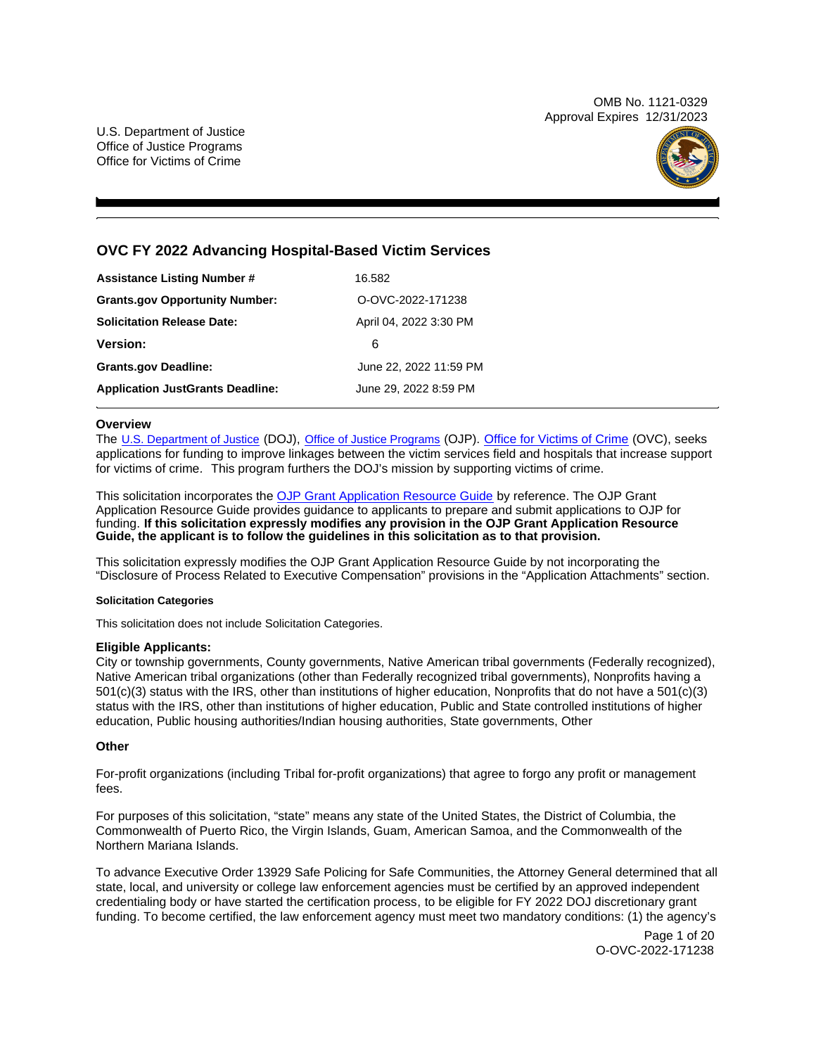OMB No. 1121-0329
Approval Expires 12/31/2023

U.S. Department of Justice
Office of Justice Programs
Office for Victims of Crime

# OVC FY 2022 Advancing Hospital-Based Victim Services

| | |
|---|---|
| **Assistance Listing Number #** | 16.582 |
| **Grants.gov Opportunity Number:** | O-OVC-2022-171238 |
| **Solicitation Release Date:** | April 04, 2022 3:30 PM |
| **Version:** | 6 |
| **Grants.gov Deadline:** | June 22, 2022 11:59 PM |
| **Application JustGrants Deadline:** | June 29, 2022 8:59 PM |

### Overview

The U.S. Department of Justice (DOJ), Office of Justice Programs (OJP). Office for Victims of Crime (OVC), seeks applications for funding to improve linkages between the victim services field and hospitals that increase support for victims of crime. This program furthers the DOJ's mission by supporting victims of crime.

This solicitation incorporates the OJP Grant Application Resource Guide by reference. The OJP Grant Application Resource Guide provides guidance to applicants to prepare and submit applications to OJP for funding. **If this solicitation expressly modifies any provision in the OJP Grant Application Resource Guide, the applicant is to follow the guidelines in this solicitation as to that provision.**

This solicitation expressly modifies the OJP Grant Application Resource Guide by not incorporating the "Disclosure of Process Related to Executive Compensation" provisions in the "Application Attachments" section.

#### Solicitation Categories

This solicitation does not include Solicitation Categories.

### Eligible Applicants:

City or township governments, County governments, Native American tribal governments (Federally recognized), Native American tribal organizations (other than Federally recognized tribal governments), Nonprofits having a 501(c)(3) status with the IRS, other than institutions of higher education, Nonprofits that do not have a 501(c)(3) status with the IRS, other than institutions of higher education, Public and State controlled institutions of higher education, Public housing authorities/Indian housing authorities, State governments, Other

### Other

For-profit organizations (including Tribal for-profit organizations) that agree to forgo any profit or management fees.

For purposes of this solicitation, "state" means any state of the United States, the District of Columbia, the Commonwealth of Puerto Rico, the Virgin Islands, Guam, American Samoa, and the Commonwealth of the Northern Mariana Islands.

To advance Executive Order 13929 Safe Policing for Safe Communities, the Attorney General determined that all state, local, and university or college law enforcement agencies must be certified by an approved independent credentialing body or have started the certification process, to be eligible for FY 2022 DOJ discretionary grant funding. To become certified, the law enforcement agency must meet two mandatory conditions: (1) the agency's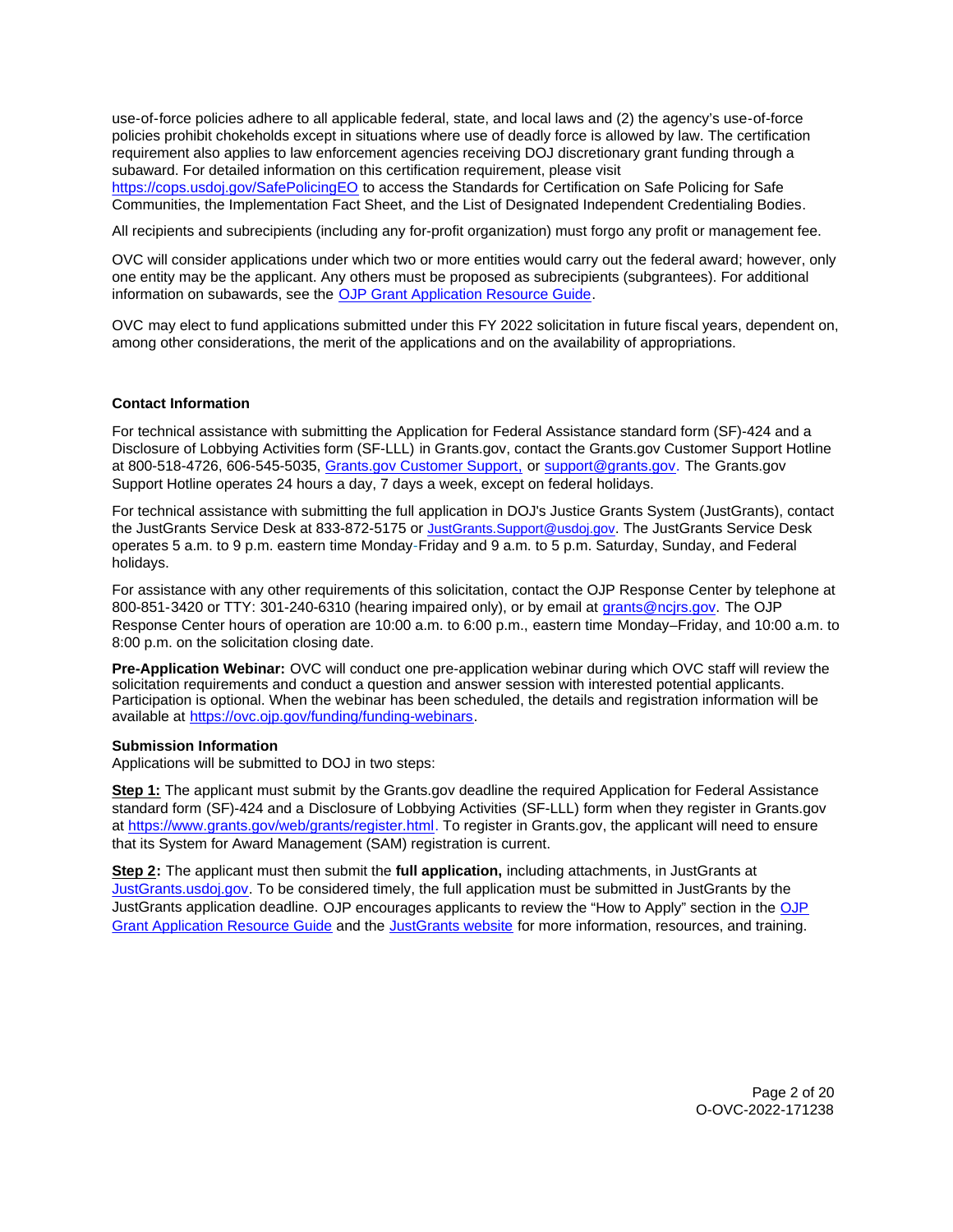use-of-force policies adhere to all applicable federal, state, and local laws and (2) the agency's use-of-force policies prohibit chokeholds except in situations where use of deadly force is allowed by law. The certification requirement also applies to law enforcement agencies receiving DOJ discretionary grant funding through a subaward. For detailed information on this certification requirement, please visit https://cops.usdoj.gov/SafePolicingEO to access the Standards for Certification on Safe Policing for Safe Communities, the Implementation Fact Sheet, and the List of Designated Independent Credentialing Bodies.

All recipients and subrecipients (including any for-profit organization) must forgo any profit or management fee.

OVC will consider applications under which two or more entities would carry out the federal award; however, only one entity may be the applicant. Any others must be proposed as subrecipients (subgrantees). For additional information on subawards, see the OJP Grant Application Resource Guide.

OVC may elect to fund applications submitted under this FY 2022 solicitation in future fiscal years, dependent on, among other considerations, the merit of the applications and on the availability of appropriations.

### Contact Information

For technical assistance with submitting the Application for Federal Assistance standard form (SF)-424 and a Disclosure of Lobbying Activities form (SF-LLL) in Grants.gov, contact the Grants.gov Customer Support Hotline at 800-518-4726, 606-545-5035, Grants.gov Customer Support, or support@grants.gov. The Grants.gov Support Hotline operates 24 hours a day, 7 days a week, except on federal holidays.

For technical assistance with submitting the full application in DOJ's Justice Grants System (JustGrants), contact the JustGrants Service Desk at 833-872-5175 or JustGrants.Support@usdoj.gov. The JustGrants Service Desk operates 5 a.m. to 9 p.m. eastern time Monday-Friday and 9 a.m. to 5 p.m. Saturday, Sunday, and Federal holidays.

For assistance with any other requirements of this solicitation, contact the OJP Response Center by telephone at 800-851-3420 or TTY: 301-240-6310 (hearing impaired only), or by email at grants@ncjrs.gov. The OJP Response Center hours of operation are 10:00 a.m. to 6:00 p.m., eastern time Monday–Friday, and 10:00 a.m. to 8:00 p.m. on the solicitation closing date.

**Pre-Application Webinar:** OVC will conduct one pre-application webinar during which OVC staff will review the solicitation requirements and conduct a question and answer session with interested potential applicants. Participation is optional. When the webinar has been scheduled, the details and registration information will be available at https://ovc.ojp.gov/funding/funding-webinars.

### Submission Information

Applications will be submitted to DOJ in two steps:

**Step 1:** The applicant must submit by the Grants.gov deadline the required Application for Federal Assistance standard form (SF)-424 and a Disclosure of Lobbying Activities (SF-LLL) form when they register in Grants.gov at https://www.grants.gov/web/grants/register.html. To register in Grants.gov, the applicant will need to ensure that its System for Award Management (SAM) registration is current.

**Step 2:** The applicant must then submit the **full application,** including attachments, in JustGrants at JustGrants.usdoj.gov. To be considered timely, the full application must be submitted in JustGrants by the JustGrants application deadline. OJP encourages applicants to review the "How to Apply" section in the OJP Grant Application Resource Guide and the JustGrants website for more information, resources, and training.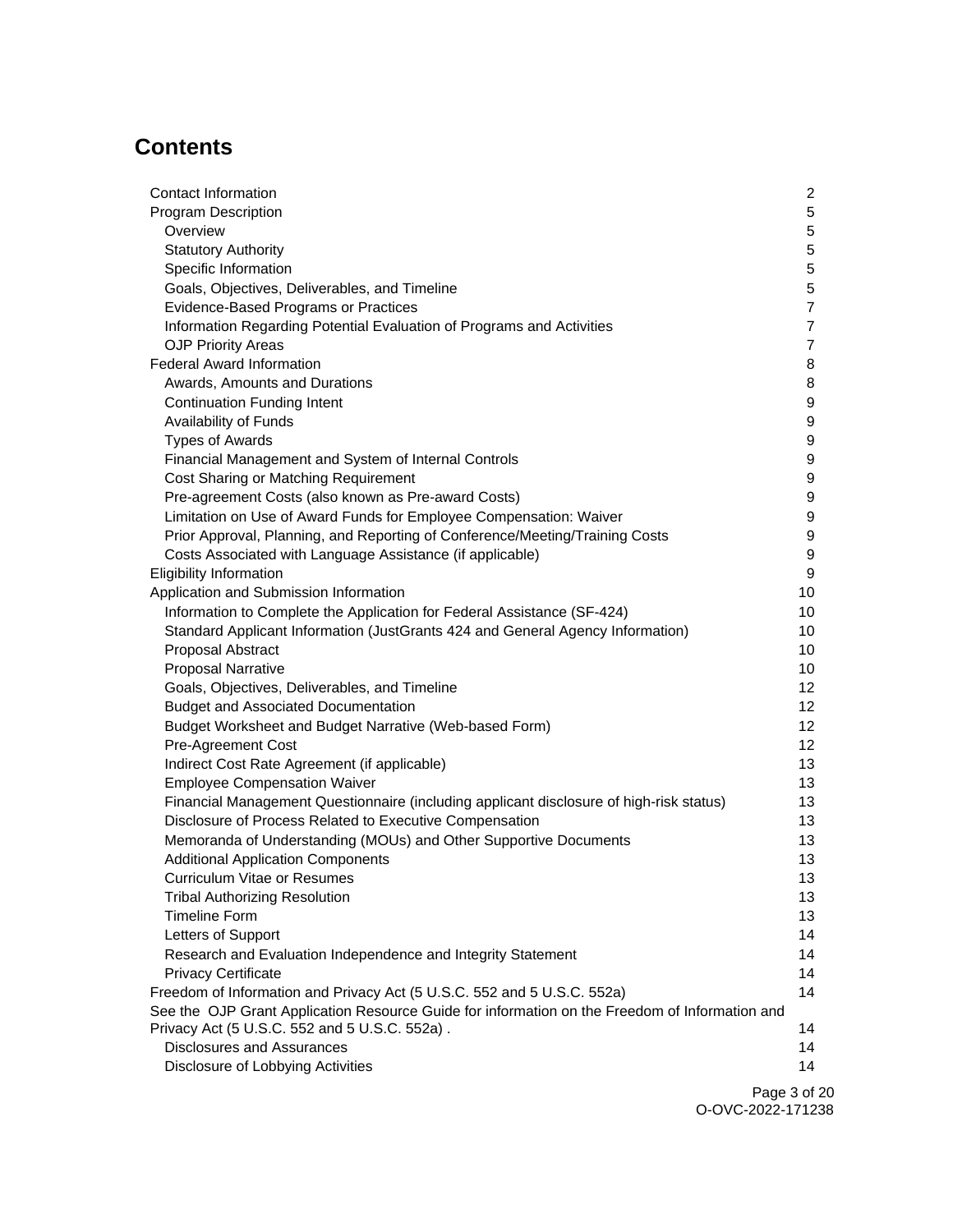# Contents

- Contact Information 2
- Program Description 5
  - Overview 5
  - Statutory Authority 5
  - Specific Information 5
  - Goals, Objectives, Deliverables, and Timeline 5
  - Evidence-Based Programs or Practices 7
  - Information Regarding Potential Evaluation of Programs and Activities 7
  - OJP Priority Areas 7
- Federal Award Information 8
  - Awards, Amounts and Durations 8
  - Continuation Funding Intent 9
  - Availability of Funds 9
  - Types of Awards 9
  - Financial Management and System of Internal Controls 9
  - Cost Sharing or Matching Requirement 9
  - Pre-agreement Costs (also known as Pre-award Costs) 9
  - Limitation on Use of Award Funds for Employee Compensation: Waiver 9
  - Prior Approval, Planning, and Reporting of Conference/Meeting/Training Costs 9
  - Costs Associated with Language Assistance (if applicable) 9
- Eligibility Information 9
- Application and Submission Information 10
  - Information to Complete the Application for Federal Assistance (SF-424) 10
  - Standard Applicant Information (JustGrants 424 and General Agency Information) 10
  - Proposal Abstract 10
  - Proposal Narrative 10
  - Goals, Objectives, Deliverables, and Timeline 12
  - Budget and Associated Documentation 12
  - Budget Worksheet and Budget Narrative (Web-based Form) 12
  - Pre-Agreement Cost 12
  - Indirect Cost Rate Agreement (if applicable) 13
  - Employee Compensation Waiver 13
  - Financial Management Questionnaire (including applicant disclosure of high-risk status) 13
  - Disclosure of Process Related to Executive Compensation 13
  - Memoranda of Understanding (MOUs) and Other Supportive Documents 13
  - Additional Application Components 13
  - Curriculum Vitae or Resumes 13
  - Tribal Authorizing Resolution 13
  - Timeline Form 13
  - Letters of Support 14
  - Research and Evaluation Independence and Integrity Statement 14
  - Privacy Certificate 14
- Freedom of Information and Privacy Act (5 U.S.C. 552 and 5 U.S.C. 552a) 14
- See the OJP Grant Application Resource Guide for information on the Freedom of Information and Privacy Act (5 U.S.C. 552 and 5 U.S.C. 552a) . 14
  - Disclosures and Assurances 14
  - Disclosure of Lobbying Activities 14

O-OVC-2022-171238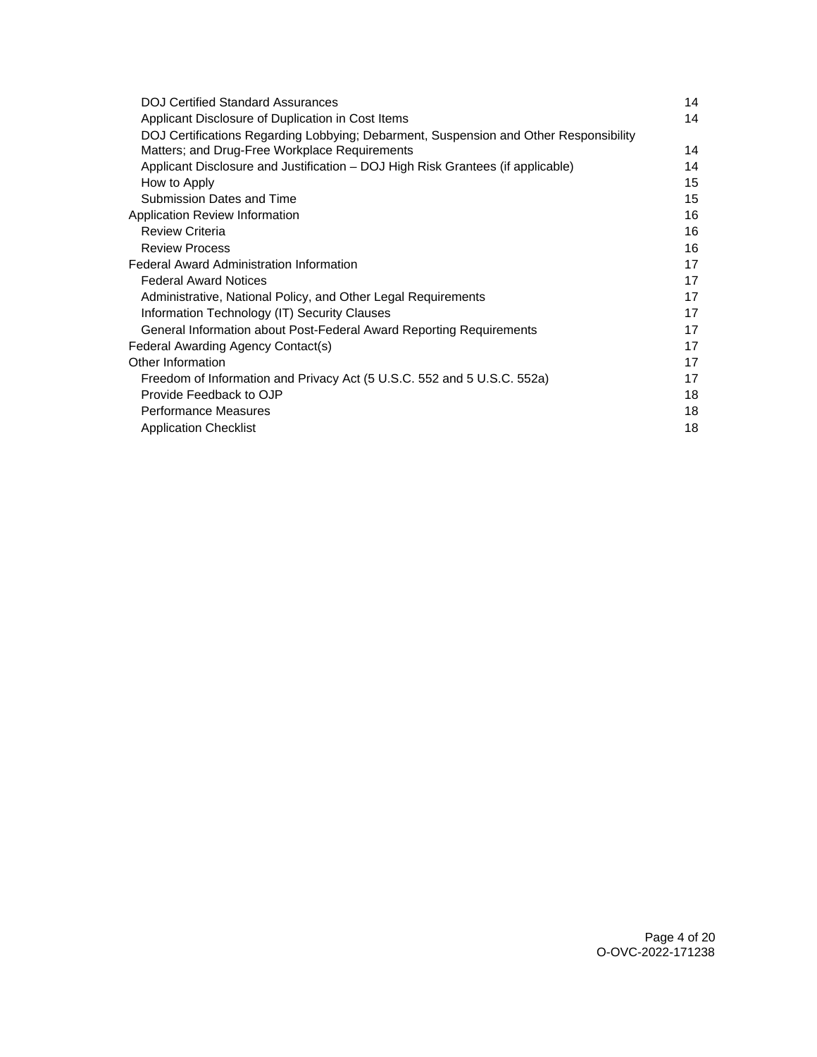- DOJ Certified Standard Assurances 14
- Applicant Disclosure of Duplication in Cost Items 14
- DOJ Certifications Regarding Lobbying; Debarment, Suspension and Other Responsibility Matters; and Drug-Free Workplace Requirements 14
- Applicant Disclosure and Justification – DOJ High Risk Grantees (if applicable) 14
- How to Apply 15
- Submission Dates and Time 15

Application Review Information 16
- Review Criteria 16
- Review Process 16

Federal Award Administration Information 17
- Federal Award Notices 17
- Administrative, National Policy, and Other Legal Requirements 17
- Information Technology (IT) Security Clauses 17
- General Information about Post-Federal Award Reporting Requirements 17

Federal Awarding Agency Contact(s) 17

Other Information 17
- Freedom of Information and Privacy Act (5 U.S.C. 552 and 5 U.S.C. 552a) 17
- Provide Feedback to OJP 18
- Performance Measures 18
- Application Checklist 18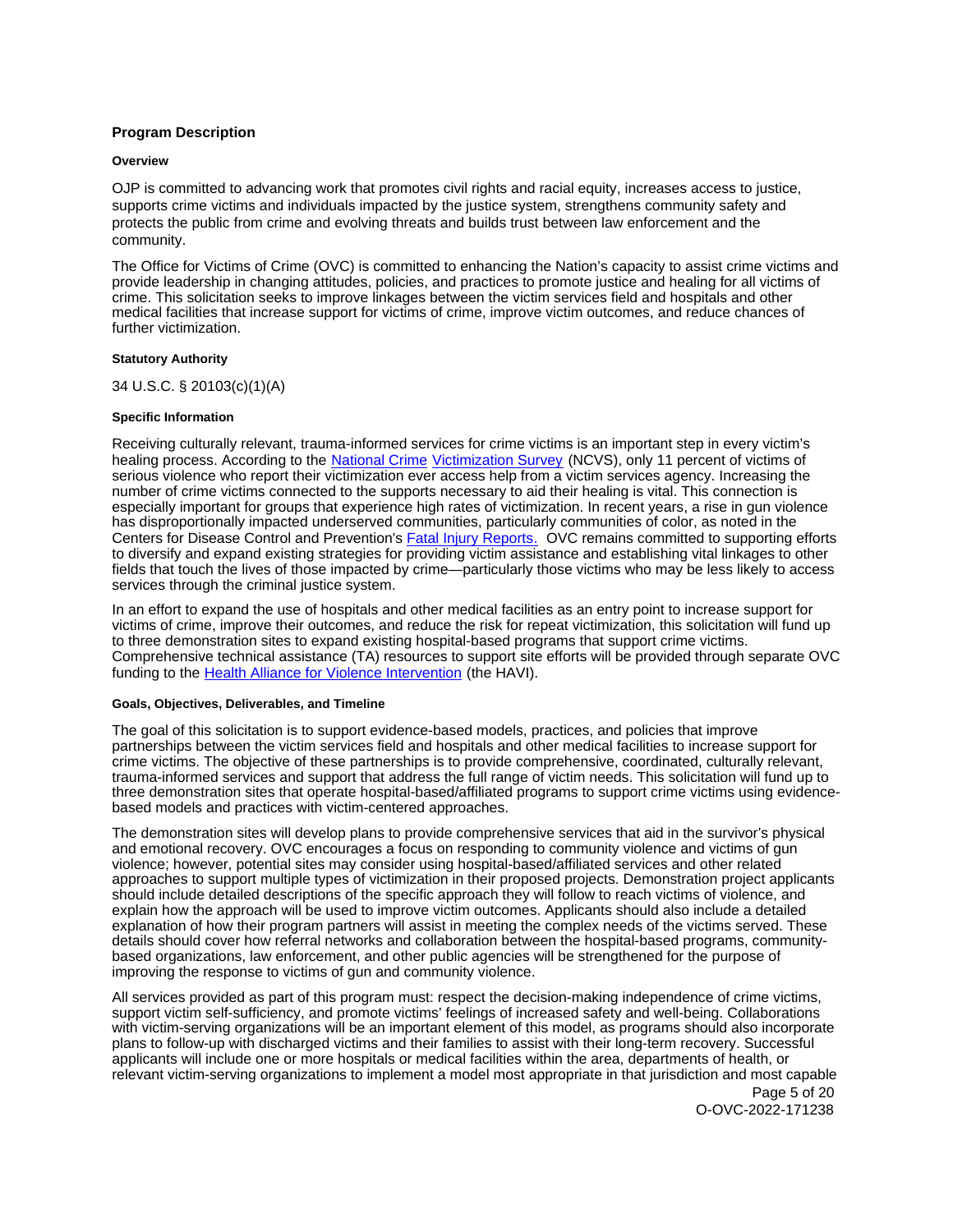## Program Description

### Overview

OJP is committed to advancing work that promotes civil rights and racial equity, increases access to justice, supports crime victims and individuals impacted by the justice system, strengthens community safety and protects the public from crime and evolving threats and builds trust between law enforcement and the community.

The Office for Victims of Crime (OVC) is committed to enhancing the Nation's capacity to assist crime victims and provide leadership in changing attitudes, policies, and practices to promote justice and healing for all victims of crime. This solicitation seeks to improve linkages between the victim services field and hospitals and other medical facilities that increase support for victims of crime, improve victim outcomes, and reduce chances of further victimization.

### Statutory Authority

34 U.S.C. § 20103(c)(1)(A)

### Specific Information

Receiving culturally relevant, trauma-informed services for crime victims is an important step in every victim's healing process. According to the National Crime Victimization Survey (NCVS), only 11 percent of victims of serious violence who report their victimization ever access help from a victim services agency. Increasing the number of crime victims connected to the supports necessary to aid their healing is vital. This connection is especially important for groups that experience high rates of victimization. In recent years, a rise in gun violence has disproportionally impacted underserved communities, particularly communities of color, as noted in the Centers for Disease Control and Prevention's Fatal Injury Reports. OVC remains committed to supporting efforts to diversify and expand existing strategies for providing victim assistance and establishing vital linkages to other fields that touch the lives of those impacted by crime—particularly those victims who may be less likely to access services through the criminal justice system.

In an effort to expand the use of hospitals and other medical facilities as an entry point to increase support for victims of crime, improve their outcomes, and reduce the risk for repeat victimization, this solicitation will fund up to three demonstration sites to expand existing hospital-based programs that support crime victims. Comprehensive technical assistance (TA) resources to support site efforts will be provided through separate OVC funding to the Health Alliance for Violence Intervention (the HAVI).

### Goals, Objectives, Deliverables, and Timeline

The goal of this solicitation is to support evidence-based models, practices, and policies that improve partnerships between the victim services field and hospitals and other medical facilities to increase support for crime victims. The objective of these partnerships is to provide comprehensive, coordinated, culturally relevant, trauma-informed services and support that address the full range of victim needs. This solicitation will fund up to three demonstration sites that operate hospital-based/affiliated programs to support crime victims using evidence-based models and practices with victim-centered approaches.

The demonstration sites will develop plans to provide comprehensive services that aid in the survivor's physical and emotional recovery. OVC encourages a focus on responding to community violence and victims of gun violence; however, potential sites may consider using hospital-based/affiliated services and other related approaches to support multiple types of victimization in their proposed projects. Demonstration project applicants should include detailed descriptions of the specific approach they will follow to reach victims of violence, and explain how the approach will be used to improve victim outcomes. Applicants should also include a detailed explanation of how their program partners will assist in meeting the complex needs of the victims served. These details should cover how referral networks and collaboration between the hospital-based programs, community-based organizations, law enforcement, and other public agencies will be strengthened for the purpose of improving the response to victims of gun and community violence.

All services provided as part of this program must: respect the decision-making independence of crime victims, support victim self-sufficiency, and promote victims' feelings of increased safety and well-being. Collaborations with victim-serving organizations will be an important element of this model, as programs should also incorporate plans to follow-up with discharged victims and their families to assist with their long-term recovery. Successful applicants will include one or more hospitals or medical facilities within the area, departments of health, or relevant victim-serving organizations to implement a model most appropriate in that jurisdiction and most capable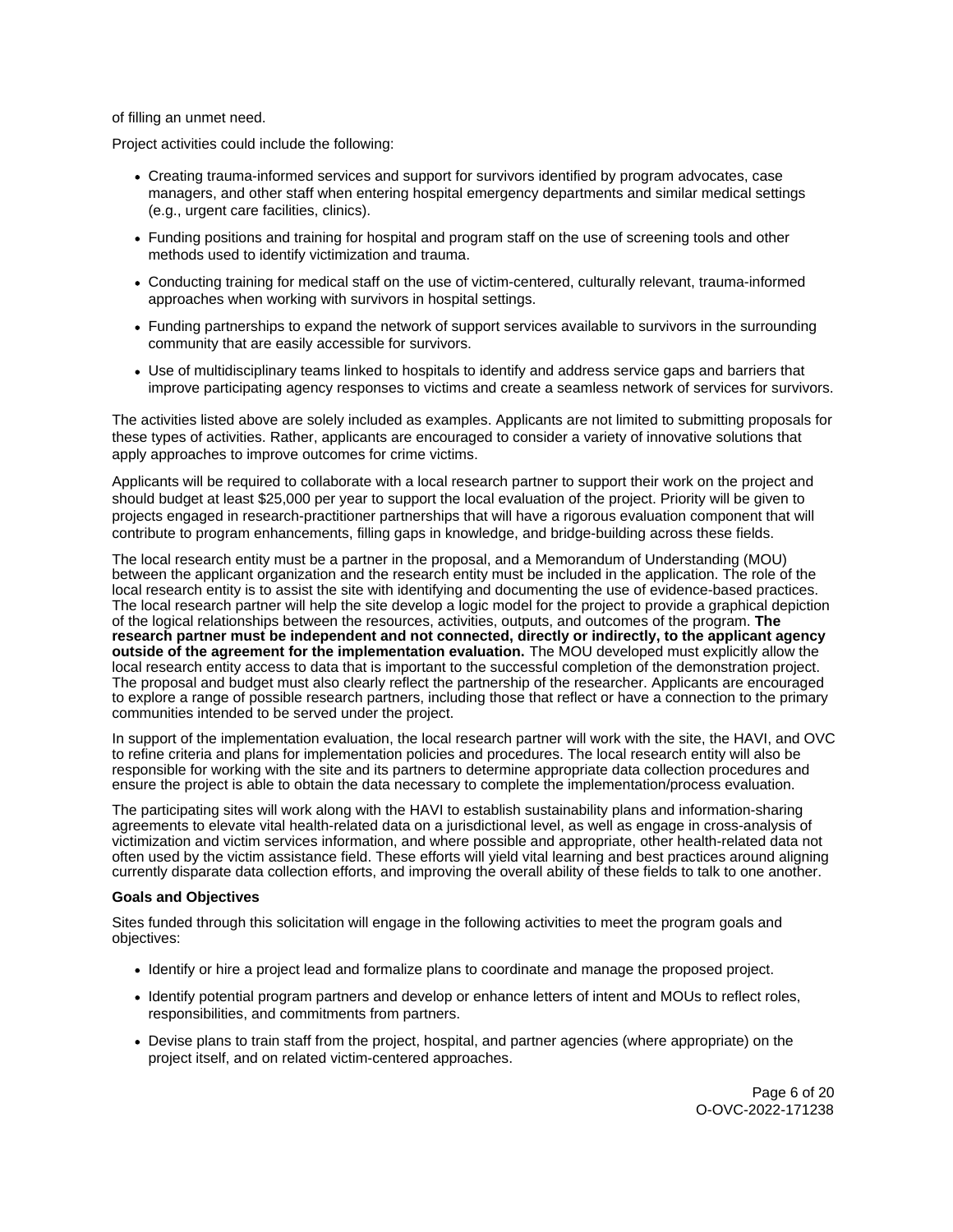of filling an unmet need.

Project activities could include the following:

- Creating trauma-informed services and support for survivors identified by program advocates, case managers, and other staff when entering hospital emergency departments and similar medical settings (e.g., urgent care facilities, clinics).
- Funding positions and training for hospital and program staff on the use of screening tools and other methods used to identify victimization and trauma.
- Conducting training for medical staff on the use of victim-centered, culturally relevant, trauma-informed approaches when working with survivors in hospital settings.
- Funding partnerships to expand the network of support services available to survivors in the surrounding community that are easily accessible for survivors.
- Use of multidisciplinary teams linked to hospitals to identify and address service gaps and barriers that improve participating agency responses to victims and create a seamless network of services for survivors.

The activities listed above are solely included as examples. Applicants are not limited to submitting proposals for these types of activities. Rather, applicants are encouraged to consider a variety of innovative solutions that apply approaches to improve outcomes for crime victims.

Applicants will be required to collaborate with a local research partner to support their work on the project and should budget at least $25,000 per year to support the local evaluation of the project. Priority will be given to projects engaged in research-practitioner partnerships that will have a rigorous evaluation component that will contribute to program enhancements, filling gaps in knowledge, and bridge-building across these fields.

The local research entity must be a partner in the proposal, and a Memorandum of Understanding (MOU) between the applicant organization and the research entity must be included in the application. The role of the local research entity is to assist the site with identifying and documenting the use of evidence-based practices. The local research partner will help the site develop a logic model for the project to provide a graphical depiction of the logical relationships between the resources, activities, outputs, and outcomes of the program. **The research partner must be independent and not connected, directly or indirectly, to the applicant agency outside of the agreement for the implementation evaluation.** The MOU developed must explicitly allow the local research entity access to data that is important to the successful completion of the demonstration project. The proposal and budget must also clearly reflect the partnership of the researcher. Applicants are encouraged to explore a range of possible research partners, including those that reflect or have a connection to the primary communities intended to be served under the project.

In support of the implementation evaluation, the local research partner will work with the site, the HAVI, and OVC to refine criteria and plans for implementation policies and procedures. The local research entity will also be responsible for working with the site and its partners to determine appropriate data collection procedures and ensure the project is able to obtain the data necessary to complete the implementation/process evaluation.

The participating sites will work along with the HAVI to establish sustainability plans and information-sharing agreements to elevate vital health-related data on a jurisdictional level, as well as engage in cross-analysis of victimization and victim services information, and where possible and appropriate, other health-related data not often used by the victim assistance field. These efforts will yield vital learning and best practices around aligning currently disparate data collection efforts, and improving the overall ability of these fields to talk to one another.

**Goals and Objectives**

Sites funded through this solicitation will engage in the following activities to meet the program goals and objectives:

- Identify or hire a project lead and formalize plans to coordinate and manage the proposed project.
- Identify potential program partners and develop or enhance letters of intent and MOUs to reflect roles, responsibilities, and commitments from partners.
- Devise plans to train staff from the project, hospital, and partner agencies (where appropriate) on the project itself, and on related victim-centered approaches.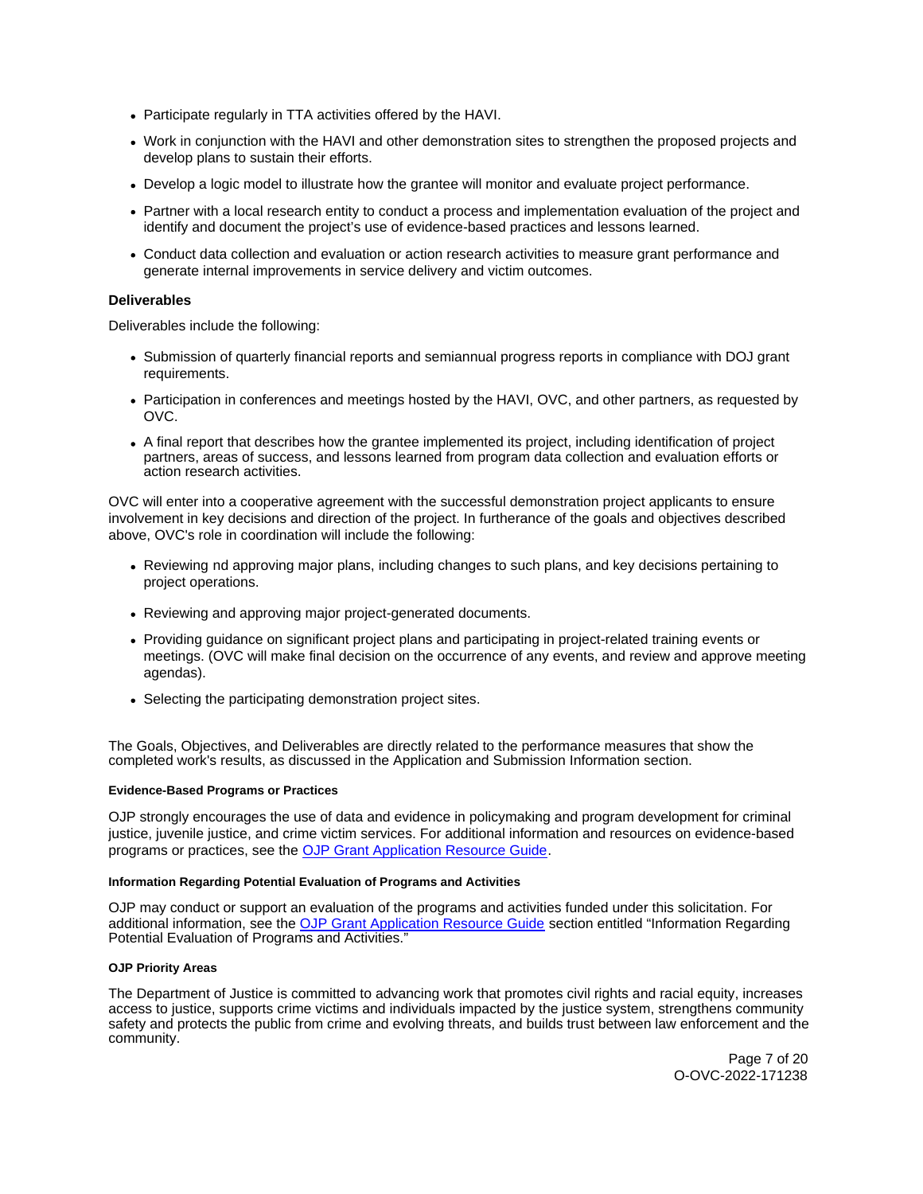- Participate regularly in TTA activities offered by the HAVI.
- Work in conjunction with the HAVI and other demonstration sites to strengthen the proposed projects and develop plans to sustain their efforts.
- Develop a logic model to illustrate how the grantee will monitor and evaluate project performance.
- Partner with a local research entity to conduct a process and implementation evaluation of the project and identify and document the project's use of evidence-based practices and lessons learned.
- Conduct data collection and evaluation or action research activities to measure grant performance and generate internal improvements in service delivery and victim outcomes.

### Deliverables

Deliverables include the following:

- Submission of quarterly financial reports and semiannual progress reports in compliance with DOJ grant requirements.
- Participation in conferences and meetings hosted by the HAVI, OVC, and other partners, as requested by OVC.
- A final report that describes how the grantee implemented its project, including identification of project partners, areas of success, and lessons learned from program data collection and evaluation efforts or action research activities.

OVC will enter into a cooperative agreement with the successful demonstration project applicants to ensure involvement in key decisions and direction of the project. In furtherance of the goals and objectives described above, OVC's role in coordination will include the following:

- Reviewing nd approving major plans, including changes to such plans, and key decisions pertaining to project operations.
- Reviewing and approving major project-generated documents.
- Providing guidance on significant project plans and participating in project-related training events or meetings. (OVC will make final decision on the occurrence of any events, and review and approve meeting agendas).
- Selecting the participating demonstration project sites.

The Goals, Objectives, and Deliverables are directly related to the performance measures that show the completed work's results, as discussed in the Application and Submission Information section.

#### Evidence-Based Programs or Practices

OJP strongly encourages the use of data and evidence in policymaking and program development for criminal justice, juvenile justice, and crime victim services. For additional information and resources on evidence-based programs or practices, see the OJP Grant Application Resource Guide.

#### Information Regarding Potential Evaluation of Programs and Activities

OJP may conduct or support an evaluation of the programs and activities funded under this solicitation. For additional information, see the OJP Grant Application Resource Guide section entitled "Information Regarding Potential Evaluation of Programs and Activities."

#### OJP Priority Areas

The Department of Justice is committed to advancing work that promotes civil rights and racial equity, increases access to justice, supports crime victims and individuals impacted by the justice system, strengthens community safety and protects the public from crime and evolving threats, and builds trust between law enforcement and the community.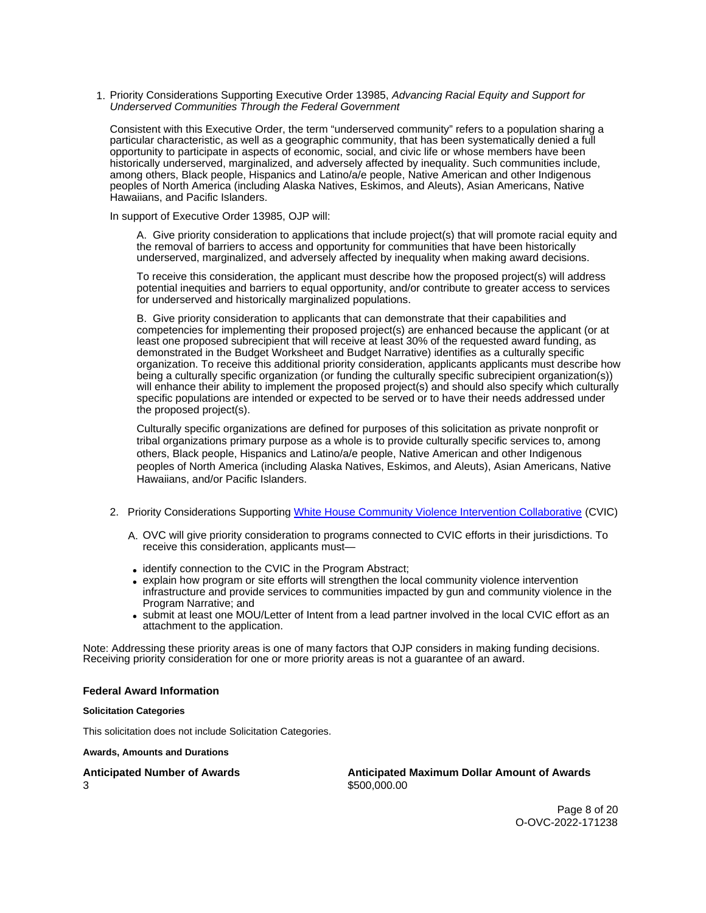1. Priority Considerations Supporting Executive Order 13985, *Advancing Racial Equity and Support for Underserved Communities Through the Federal Government*

   Consistent with this Executive Order, the term "underserved community" refers to a population sharing a particular characteristic, as well as a geographic community, that has been systematically denied a full opportunity to participate in aspects of economic, social, and civic life or whose members have been historically underserved, marginalized, and adversely affected by inequality. Such communities include, among others, Black people, Hispanics and Latino/a/e people, Native American and other Indigenous peoples of North America (including Alaska Natives, Eskimos, and Aleuts), Asian Americans, Native Hawaiians, and Pacific Islanders.

   In support of Executive Order 13985, OJP will:

   A. Give priority consideration to applications that include project(s) that will promote racial equity and the removal of barriers to access and opportunity for communities that have been historically underserved, marginalized, and adversely affected by inequality when making award decisions.

   To receive this consideration, the applicant must describe how the proposed project(s) will address potential inequities and barriers to equal opportunity, and/or contribute to greater access to services for underserved and historically marginalized populations.

   B. Give priority consideration to applicants that can demonstrate that their capabilities and competencies for implementing their proposed project(s) are enhanced because the applicant (or at least one proposed subrecipient that will receive at least 30% of the requested award funding, as demonstrated in the Budget Worksheet and Budget Narrative) identifies as a culturally specific organization. To receive this additional priority consideration, applicants applicants must describe how being a culturally specific organization (or funding the culturally specific subrecipient organization(s)) will enhance their ability to implement the proposed project(s) and should also specify which culturally specific populations are intended or expected to be served or to have their needs addressed under the proposed project(s).

   Culturally specific organizations are defined for purposes of this solicitation as private nonprofit or tribal organizations primary purpose as a whole is to provide culturally specific services to, among others, Black people, Hispanics and Latino/a/e people, Native American and other Indigenous peoples of North America (including Alaska Natives, Eskimos, and Aleuts), Asian Americans, Native Hawaiians, and/or Pacific Islanders.

2. Priority Considerations Supporting [White House Community Violence Intervention Collaborative](https://www.whitehouse.gov/briefing-room/statements-releases/2021/06/23/fact-sheet-biden-harris-administration-announces-comprehensive-strategy-to-prevent-and-respond-to-gun-crime-and-ensure-public-safety/) (CVIC)

   A. OVC will give priority consideration to programs connected to CVIC efforts in their jurisdictions. To receive this consideration, applicants must—

   - identify connection to the CVIC in the Program Abstract;
   - explain how program or site efforts will strengthen the local community violence intervention infrastructure and provide services to communities impacted by gun and community violence in the Program Narrative; and
   - submit at least one MOU/Letter of Intent from a lead partner involved in the local CVIC effort as an attachment to the application.

Note: Addressing these priority areas is one of many factors that OJP considers in making funding decisions. Receiving priority consideration for one or more priority areas is not a guarantee of an award.

### Federal Award Information

#### Solicitation Categories

This solicitation does not include Solicitation Categories.

#### Awards, Amounts and Durations

**Anticipated Number of Awards**
3

**Anticipated Maximum Dollar Amount of Awards**
$500,000.00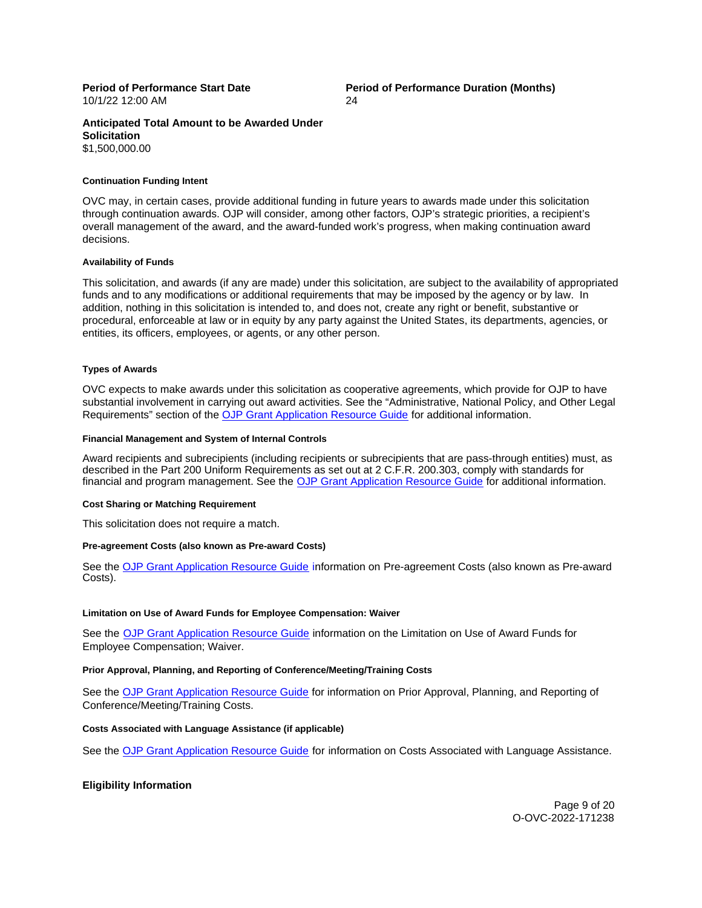**Period of Performance Start Date**
10/1/22 12:00 AM

**Period of Performance Duration (Months)**
24

**Anticipated Total Amount to be Awarded Under Solicitation**
$1,500,000.00

#### Continuation Funding Intent

OVC may, in certain cases, provide additional funding in future years to awards made under this solicitation through continuation awards. OJP will consider, among other factors, OJP's strategic priorities, a recipient's overall management of the award, and the award-funded work's progress, when making continuation award decisions.

#### Availability of Funds

This solicitation, and awards (if any are made) under this solicitation, are subject to the availability of appropriated funds and to any modifications or additional requirements that may be imposed by the agency or by law. In addition, nothing in this solicitation is intended to, and does not, create any right or benefit, substantive or procedural, enforceable at law or in equity by any party against the United States, its departments, agencies, or entities, its officers, employees, or agents, or any other person.

#### Types of Awards

OVC expects to make awards under this solicitation as cooperative agreements, which provide for OJP to have substantial involvement in carrying out award activities. See the "Administrative, National Policy, and Other Legal Requirements" section of the [OJP Grant Application Resource Guide](#) for additional information.

#### Financial Management and System of Internal Controls

Award recipients and subrecipients (including recipients or subrecipients that are pass-through entities) must, as described in the Part 200 Uniform Requirements as set out at 2 C.F.R. 200.303, comply with standards for financial and program management. See the [OJP Grant Application Resource Guide](#) for additional information.

#### Cost Sharing or Matching Requirement

This solicitation does not require a match.

#### Pre-agreement Costs (also known as Pre-award Costs)

See the [OJP Grant Application Resource Guide](#) information on Pre-agreement Costs (also known as Pre-award Costs).

#### Limitation on Use of Award Funds for Employee Compensation: Waiver

See the [OJP Grant Application Resource Guide](#) information on the Limitation on Use of Award Funds for Employee Compensation; Waiver.

#### Prior Approval, Planning, and Reporting of Conference/Meeting/Training Costs

See the [OJP Grant Application Resource Guide](#) for information on Prior Approval, Planning, and Reporting of Conference/Meeting/Training Costs.

#### Costs Associated with Language Assistance (if applicable)

See the [OJP Grant Application Resource Guide](#) for information on Costs Associated with Language Assistance.

### Eligibility Information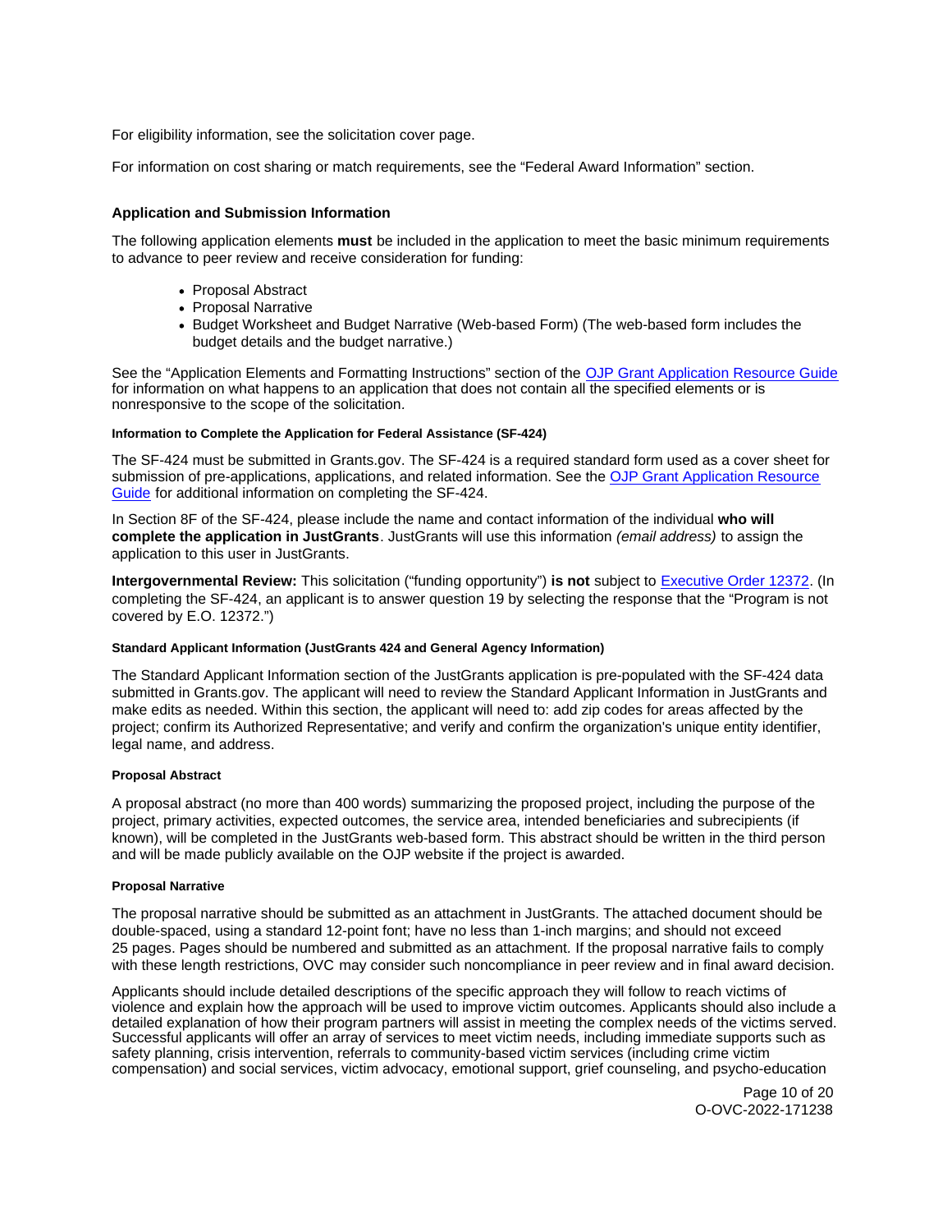For eligibility information, see the solicitation cover page.

For information on cost sharing or match requirements, see the "Federal Award Information" section.

### Application and Submission Information

The following application elements **must** be included in the application to meet the basic minimum requirements to advance to peer review and receive consideration for funding:

- Proposal Abstract
- Proposal Narrative
- Budget Worksheet and Budget Narrative (Web-based Form) (The web-based form includes the budget details and the budget narrative.)

See the "Application Elements and Formatting Instructions" section of the [OJP Grant Application Resource Guide](#) for information on what happens to an application that does not contain all the specified elements or is nonresponsive to the scope of the solicitation.

#### Information to Complete the Application for Federal Assistance (SF-424)

The SF-424 must be submitted in Grants.gov. The SF-424 is a required standard form used as a cover sheet for submission of pre-applications, applications, and related information. See the [OJP Grant Application Resource Guide](#) for additional information on completing the SF-424.

In Section 8F of the SF-424, please include the name and contact information of the individual **who will complete the application in JustGrants**. JustGrants will use this information *(email address)* to assign the application to this user in JustGrants.

**Intergovernmental Review:** This solicitation ("funding opportunity") **is not** subject to [Executive Order 12372](#). (In completing the SF-424, an applicant is to answer question 19 by selecting the response that the "Program is not covered by E.O. 12372.")

#### Standard Applicant Information (JustGrants 424 and General Agency Information)

The Standard Applicant Information section of the JustGrants application is pre-populated with the SF-424 data submitted in Grants.gov. The applicant will need to review the Standard Applicant Information in JustGrants and make edits as needed. Within this section, the applicant will need to: add zip codes for areas affected by the project; confirm its Authorized Representative; and verify and confirm the organization's unique entity identifier, legal name, and address.

#### Proposal Abstract

A proposal abstract (no more than 400 words) summarizing the proposed project, including the purpose of the project, primary activities, expected outcomes, the service area, intended beneficiaries and subrecipients (if known), will be completed in the JustGrants web-based form. This abstract should be written in the third person and will be made publicly available on the OJP website if the project is awarded.

#### Proposal Narrative

The proposal narrative should be submitted as an attachment in JustGrants. The attached document should be double-spaced, using a standard 12-point font; have no less than 1-inch margins; and should not exceed 25 pages. Pages should be numbered and submitted as an attachment. If the proposal narrative fails to comply with these length restrictions, OVC may consider such noncompliance in peer review and in final award decision.

Applicants should include detailed descriptions of the specific approach they will follow to reach victims of violence and explain how the approach will be used to improve victim outcomes. Applicants should also include a detailed explanation of how their program partners will assist in meeting the complex needs of the victims served. Successful applicants will offer an array of services to meet victim needs, including immediate supports such as safety planning, crisis intervention, referrals to community-based victim services (including crime victim compensation) and social services, victim advocacy, emotional support, grief counseling, and psycho-education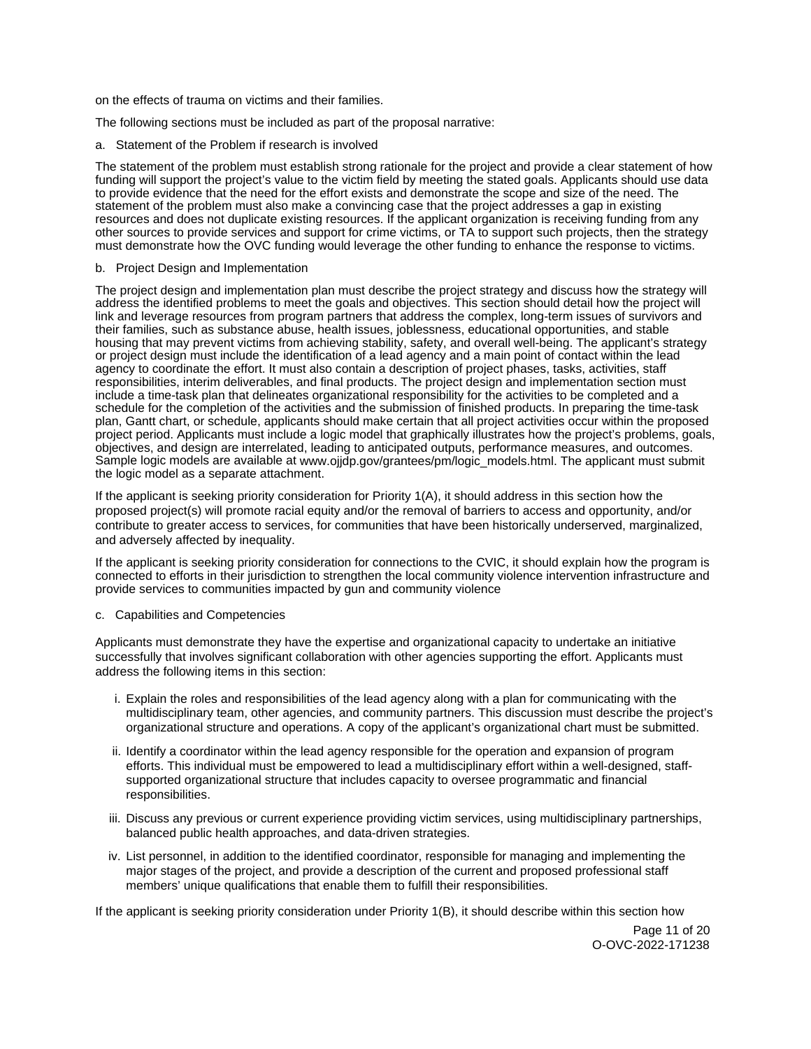on the effects of trauma on victims and their families.

The following sections must be included as part of the proposal narrative:

a. Statement of the Problem if research is involved

The statement of the problem must establish strong rationale for the project and provide a clear statement of how funding will support the project's value to the victim field by meeting the stated goals. Applicants should use data to provide evidence that the need for the effort exists and demonstrate the scope and size of the need. The statement of the problem must also make a convincing case that the project addresses a gap in existing resources and does not duplicate existing resources. If the applicant organization is receiving funding from any other sources to provide services and support for crime victims, or TA to support such projects, then the strategy must demonstrate how the OVC funding would leverage the other funding to enhance the response to victims.

b. Project Design and Implementation

The project design and implementation plan must describe the project strategy and discuss how the strategy will address the identified problems to meet the goals and objectives. This section should detail how the project will link and leverage resources from program partners that address the complex, long-term issues of survivors and their families, such as substance abuse, health issues, joblessness, educational opportunities, and stable housing that may prevent victims from achieving stability, safety, and overall well-being. The applicant's strategy or project design must include the identification of a lead agency and a main point of contact within the lead agency to coordinate the effort. It must also contain a description of project phases, tasks, activities, staff responsibilities, interim deliverables, and final products. The project design and implementation section must include a time-task plan that delineates organizational responsibility for the activities to be completed and a schedule for the completion of the activities and the submission of finished products. In preparing the time-task plan, Gantt chart, or schedule, applicants should make certain that all project activities occur within the proposed project period. Applicants must include a logic model that graphically illustrates how the project's problems, goals, objectives, and design are interrelated, leading to anticipated outputs, performance measures, and outcomes. Sample logic models are available at www.ojjdp.gov/grantees/pm/logic_models.html. The applicant must submit the logic model as a separate attachment.

If the applicant is seeking priority consideration for Priority 1(A), it should address in this section how the proposed project(s) will promote racial equity and/or the removal of barriers to access and opportunity, and/or contribute to greater access to services, for communities that have been historically underserved, marginalized, and adversely affected by inequality.

If the applicant is seeking priority consideration for connections to the CVIC, it should explain how the program is connected to efforts in their jurisdiction to strengthen the local community violence intervention infrastructure and provide services to communities impacted by gun and community violence

c. Capabilities and Competencies

Applicants must demonstrate they have the expertise and organizational capacity to undertake an initiative successfully that involves significant collaboration with other agencies supporting the effort. Applicants must address the following items in this section:

i. Explain the roles and responsibilities of the lead agency along with a plan for communicating with the multidisciplinary team, other agencies, and community partners. This discussion must describe the project's organizational structure and operations. A copy of the applicant's organizational chart must be submitted.

ii. Identify a coordinator within the lead agency responsible for the operation and expansion of program efforts. This individual must be empowered to lead a multidisciplinary effort within a well-designed, staff-supported organizational structure that includes capacity to oversee programmatic and financial responsibilities.

iii. Discuss any previous or current experience providing victim services, using multidisciplinary partnerships, balanced public health approaches, and data-driven strategies.

iv. List personnel, in addition to the identified coordinator, responsible for managing and implementing the major stages of the project, and provide a description of the current and proposed professional staff members' unique qualifications that enable them to fulfill their responsibilities.

If the applicant is seeking priority consideration under Priority 1(B), it should describe within this section how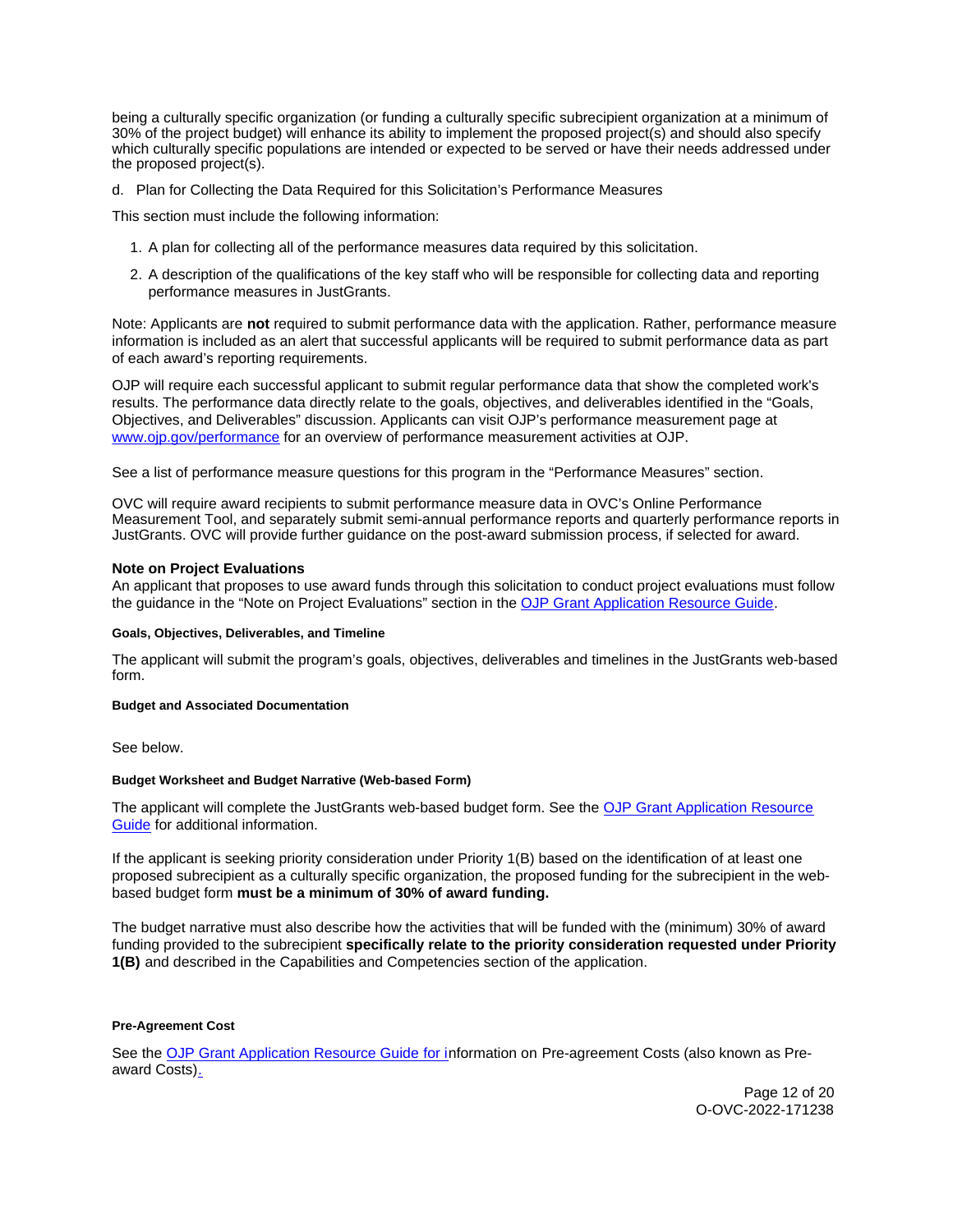being a culturally specific organization (or funding a culturally specific subrecipient organization at a minimum of 30% of the project budget) will enhance its ability to implement the proposed project(s) and should also specify which culturally specific populations are intended or expected to be served or have their needs addressed under the proposed project(s).

d. Plan for Collecting the Data Required for this Solicitation's Performance Measures

This section must include the following information:

1. A plan for collecting all of the performance measures data required by this solicitation.
2. A description of the qualifications of the key staff who will be responsible for collecting data and reporting performance measures in JustGrants.

Note: Applicants are **not** required to submit performance data with the application. Rather, performance measure information is included as an alert that successful applicants will be required to submit performance data as part of each award's reporting requirements.

OJP will require each successful applicant to submit regular performance data that show the completed work's results. The performance data directly relate to the goals, objectives, and deliverables identified in the "Goals, Objectives, and Deliverables" discussion. Applicants can visit OJP's performance measurement page at [www.ojp.gov/performance](www.ojp.gov/performance) for an overview of performance measurement activities at OJP.

See a list of performance measure questions for this program in the "Performance Measures" section.

OVC will require award recipients to submit performance measure data in OVC's Online Performance Measurement Tool, and separately submit semi-annual performance reports and quarterly performance reports in JustGrants. OVC will provide further guidance on the post-award submission process, if selected for award.

**Note on Project Evaluations**

An applicant that proposes to use award funds through this solicitation to conduct project evaluations must follow the guidance in the "Note on Project Evaluations" section in the OJP Grant Application Resource Guide.

#### Goals, Objectives, Deliverables, and Timeline

The applicant will submit the program's goals, objectives, deliverables and timelines in the JustGrants web-based form.

#### Budget and Associated Documentation

See below.

#### Budget Worksheet and Budget Narrative (Web-based Form)

The applicant will complete the JustGrants web-based budget form. See the OJP Grant Application Resource Guide for additional information.

If the applicant is seeking priority consideration under Priority 1(B) based on the identification of at least one proposed subrecipient as a culturally specific organization, the proposed funding for the subrecipient in the web-based budget form **must be a minimum of 30% of award funding.**

The budget narrative must also describe how the activities that will be funded with the (minimum) 30% of award funding provided to the subrecipient **specifically relate to the priority consideration requested under Priority 1(B)** and described in the Capabilities and Competencies section of the application.

#### Pre-Agreement Cost

See the OJP Grant Application Resource Guide for information on Pre-agreement Costs (also known as Pre-award Costs).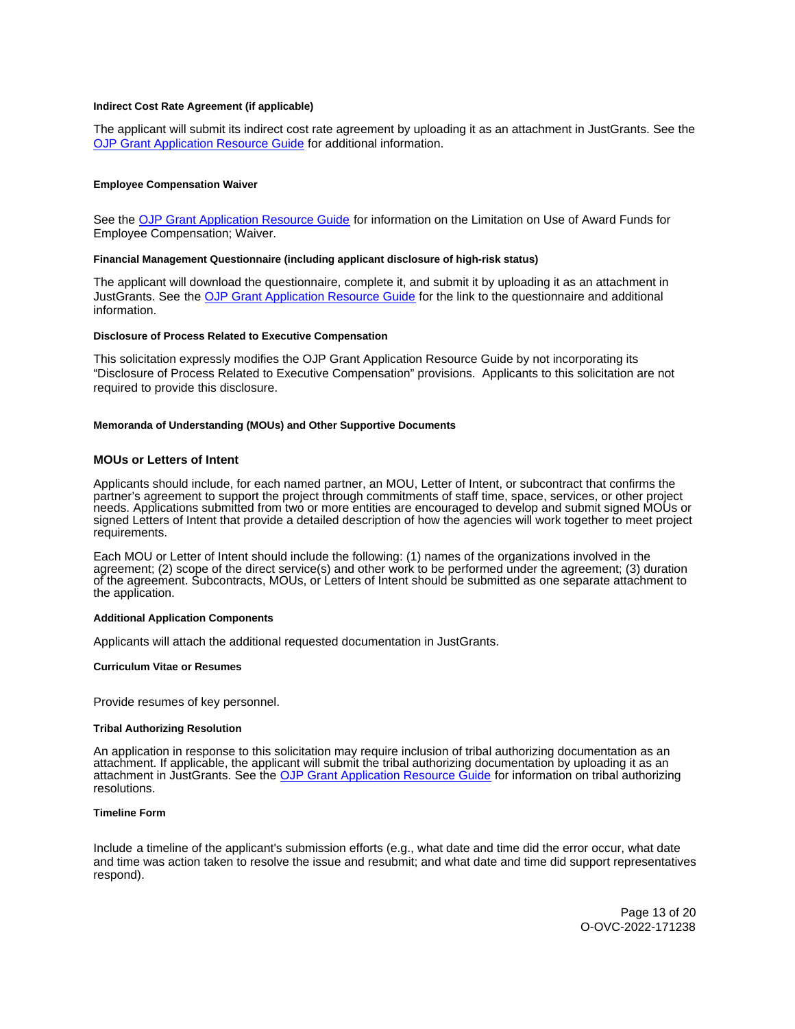#### Indirect Cost Rate Agreement (if applicable)

The applicant will submit its indirect cost rate agreement by uploading it as an attachment in JustGrants. See the [OJP Grant Application Resource Guide](#) for additional information.

#### Employee Compensation Waiver

See the [OJP Grant Application Resource Guide](#) for information on the Limitation on Use of Award Funds for Employee Compensation; Waiver.

#### Financial Management Questionnaire (including applicant disclosure of high-risk status)

The applicant will download the questionnaire, complete it, and submit it by uploading it as an attachment in JustGrants. See the [OJP Grant Application Resource Guide](#) for the link to the questionnaire and additional information.

#### Disclosure of Process Related to Executive Compensation

This solicitation expressly modifies the OJP Grant Application Resource Guide by not incorporating its "Disclosure of Process Related to Executive Compensation" provisions. Applicants to this solicitation are not required to provide this disclosure.

#### Memoranda of Understanding (MOUs) and Other Supportive Documents

### MOUs or Letters of Intent

Applicants should include, for each named partner, an MOU, Letter of Intent, or subcontract that confirms the partner's agreement to support the project through commitments of staff time, space, services, or other project needs. Applications submitted from two or more entities are encouraged to develop and submit signed MOUs or signed Letters of Intent that provide a detailed description of how the agencies will work together to meet project requirements.

Each MOU or Letter of Intent should include the following: (1) names of the organizations involved in the agreement; (2) scope of the direct service(s) and other work to be performed under the agreement; (3) duration of the agreement. Subcontracts, MOUs, or Letters of Intent should be submitted as one separate attachment to the application.

#### Additional Application Components

Applicants will attach the additional requested documentation in JustGrants.

#### Curriculum Vitae or Resumes

Provide resumes of key personnel.

#### Tribal Authorizing Resolution

An application in response to this solicitation may require inclusion of tribal authorizing documentation as an attachment. If applicable, the applicant will submit the tribal authorizing documentation by uploading it as an attachment in JustGrants. See the [OJP Grant Application Resource Guide](#) for information on tribal authorizing resolutions.

#### Timeline Form

Include a timeline of the applicant's submission efforts (e.g., what date and time did the error occur, what date and time was action taken to resolve the issue and resubmit; and what date and time did support representatives respond).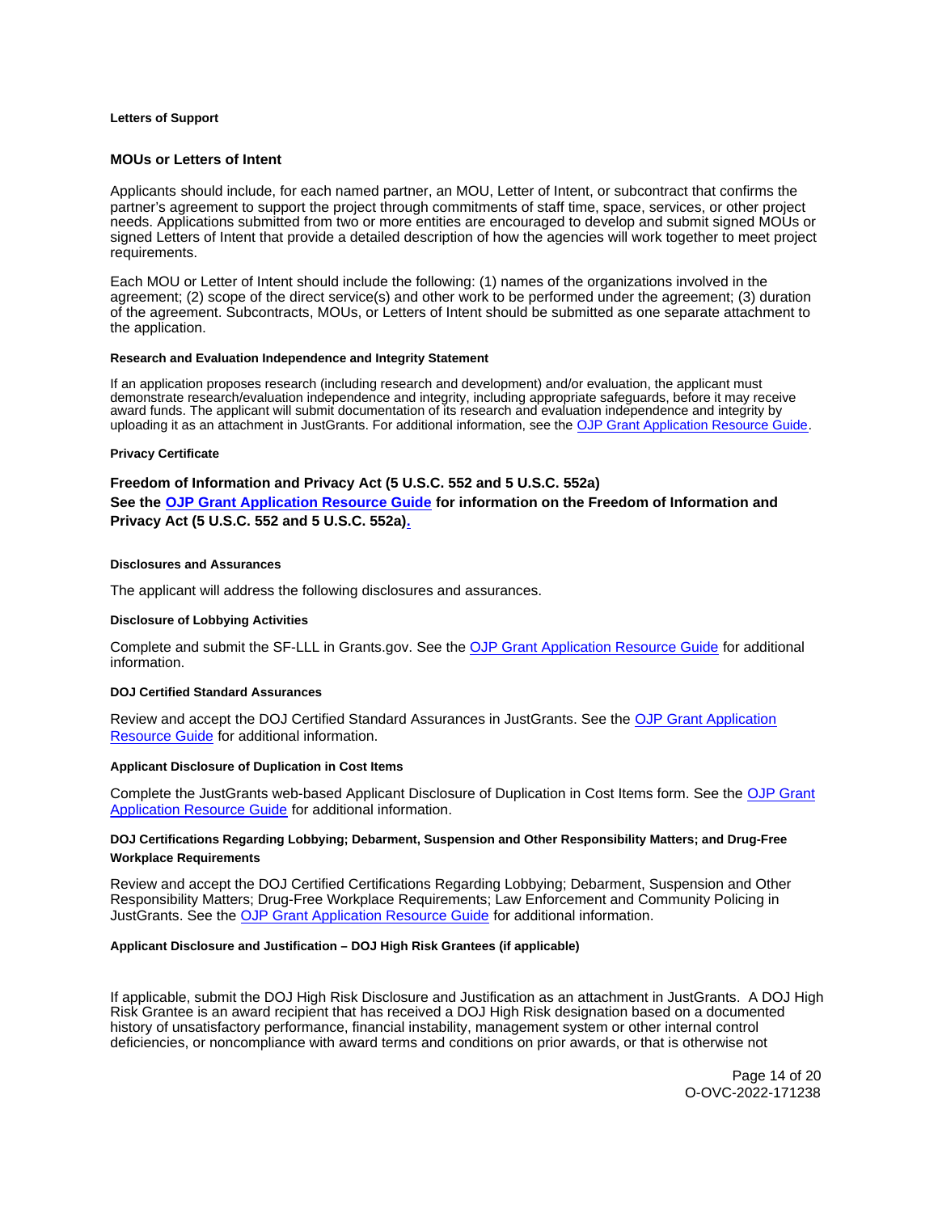#### Letters of Support

### MOUs or Letters of Intent

Applicants should include, for each named partner, an MOU, Letter of Intent, or subcontract that confirms the partner's agreement to support the project through commitments of staff time, space, services, or other project needs. Applications submitted from two or more entities are encouraged to develop and submit signed MOUs or signed Letters of Intent that provide a detailed description of how the agencies will work together to meet project requirements.

Each MOU or Letter of Intent should include the following: (1) names of the organizations involved in the agreement; (2) scope of the direct service(s) and other work to be performed under the agreement; (3) duration of the agreement. Subcontracts, MOUs, or Letters of Intent should be submitted as one separate attachment to the application.

#### Research and Evaluation Independence and Integrity Statement

If an application proposes research (including research and development) and/or evaluation, the applicant must demonstrate research/evaluation independence and integrity, including appropriate safeguards, before it may receive award funds. The applicant will submit documentation of its research and evaluation independence and integrity by uploading it as an attachment in JustGrants. For additional information, see the OJP Grant Application Resource Guide.

#### Privacy Certificate

### Freedom of Information and Privacy Act (5 U.S.C. 552 and 5 U.S.C. 552a)

**See the OJP Grant Application Resource Guide for information on the Freedom of Information and Privacy Act (5 U.S.C. 552 and 5 U.S.C. 552a).**

#### Disclosures and Assurances

The applicant will address the following disclosures and assurances.

#### Disclosure of Lobbying Activities

Complete and submit the SF-LLL in Grants.gov. See the OJP Grant Application Resource Guide for additional information.

#### DOJ Certified Standard Assurances

Review and accept the DOJ Certified Standard Assurances in JustGrants. See the OJP Grant Application Resource Guide for additional information.

#### Applicant Disclosure of Duplication in Cost Items

Complete the JustGrants web-based Applicant Disclosure of Duplication in Cost Items form. See the OJP Grant Application Resource Guide for additional information.

#### DOJ Certifications Regarding Lobbying; Debarment, Suspension and Other Responsibility Matters; and Drug-Free Workplace Requirements

Review and accept the DOJ Certified Certifications Regarding Lobbying; Debarment, Suspension and Other Responsibility Matters; Drug-Free Workplace Requirements; Law Enforcement and Community Policing in JustGrants. See the OJP Grant Application Resource Guide for additional information.

#### Applicant Disclosure and Justification – DOJ High Risk Grantees (if applicable)

If applicable, submit the DOJ High Risk Disclosure and Justification as an attachment in JustGrants. A DOJ High Risk Grantee is an award recipient that has received a DOJ High Risk designation based on a documented history of unsatisfactory performance, financial instability, management system or other internal control deficiencies, or noncompliance with award terms and conditions on prior awards, or that is otherwise not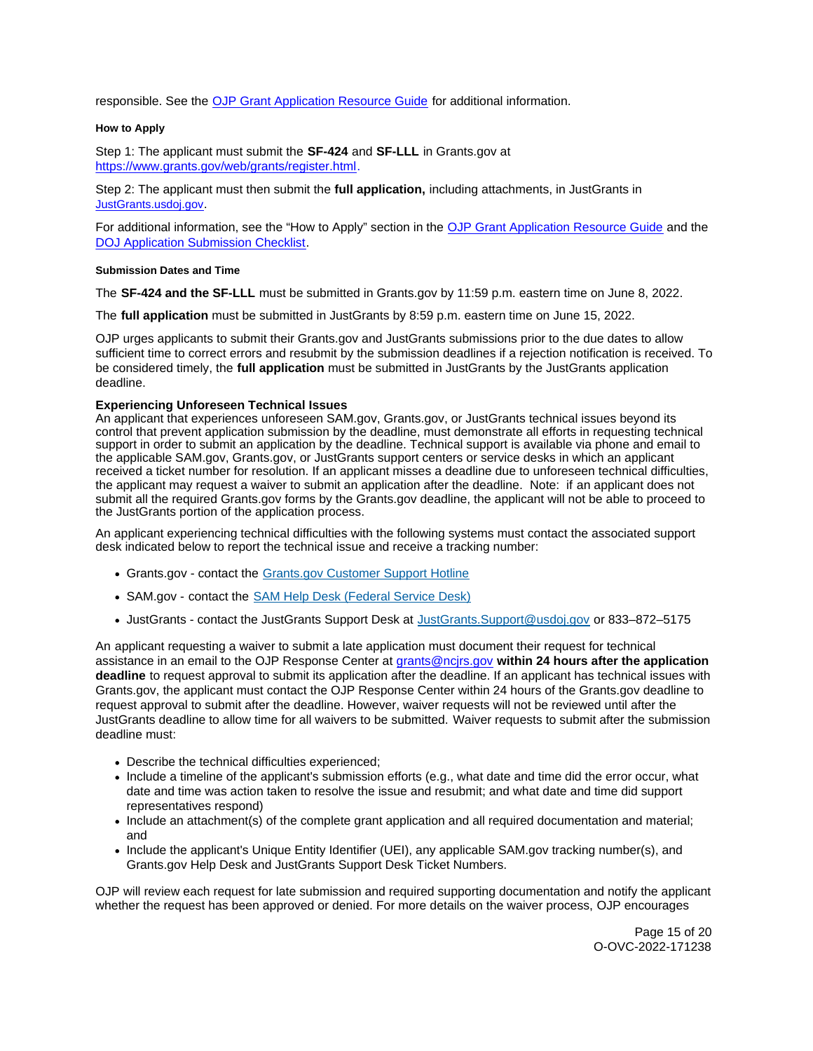responsible. See the OJP Grant Application Resource Guide for additional information.

#### How to Apply

Step 1: The applicant must submit the **SF-424** and **SF-LLL** in Grants.gov at https://www.grants.gov/web/grants/register.html.

Step 2: The applicant must then submit the **full application,** including attachments, in JustGrants in JustGrants.usdoj.gov.

For additional information, see the "How to Apply" section in the OJP Grant Application Resource Guide and the DOJ Application Submission Checklist.

#### Submission Dates and Time

The **SF-424 and the SF-LLL** must be submitted in Grants.gov by 11:59 p.m. eastern time on June 8, 2022.

The **full application** must be submitted in JustGrants by 8:59 p.m. eastern time on June 15, 2022.

OJP urges applicants to submit their Grants.gov and JustGrants submissions prior to the due dates to allow sufficient time to correct errors and resubmit by the submission deadlines if a rejection notification is received. To be considered timely, the **full application** must be submitted in JustGrants by the JustGrants application deadline.

**Experiencing Unforeseen Technical Issues**

An applicant that experiences unforeseen SAM.gov, Grants.gov, or JustGrants technical issues beyond its control that prevent application submission by the deadline, must demonstrate all efforts in requesting technical support in order to submit an application by the deadline. Technical support is available via phone and email to the applicable SAM.gov, Grants.gov, or JustGrants support centers or service desks in which an applicant received a ticket number for resolution. If an applicant misses a deadline due to unforeseen technical difficulties, the applicant may request a waiver to submit an application after the deadline. Note: if an applicant does not submit all the required Grants.gov forms by the Grants.gov deadline, the applicant will not be able to proceed to the JustGrants portion of the application process.

An applicant experiencing technical difficulties with the following systems must contact the associated support desk indicated below to report the technical issue and receive a tracking number:

- Grants.gov - contact the Grants.gov Customer Support Hotline
- SAM.gov - contact the SAM Help Desk (Federal Service Desk)
- JustGrants - contact the JustGrants Support Desk at JustGrants.Support@usdoj.gov or 833–872–5175

An applicant requesting a waiver to submit a late application must document their request for technical assistance in an email to the OJP Response Center at grants@ncjrs.gov **within 24 hours after the application deadline** to request approval to submit its application after the deadline. If an applicant has technical issues with Grants.gov, the applicant must contact the OJP Response Center within 24 hours of the Grants.gov deadline to request approval to submit after the deadline. However, waiver requests will not be reviewed until after the JustGrants deadline to allow time for all waivers to be submitted. Waiver requests to submit after the submission deadline must:

- Describe the technical difficulties experienced;
- Include a timeline of the applicant's submission efforts (e.g., what date and time did the error occur, what date and time was action taken to resolve the issue and resubmit; and what date and time did support representatives respond)
- Include an attachment(s) of the complete grant application and all required documentation and material; and
- Include the applicant's Unique Entity Identifier (UEI), any applicable SAM.gov tracking number(s), and Grants.gov Help Desk and JustGrants Support Desk Ticket Numbers.

OJP will review each request for late submission and required supporting documentation and notify the applicant whether the request has been approved or denied. For more details on the waiver process, OJP encourages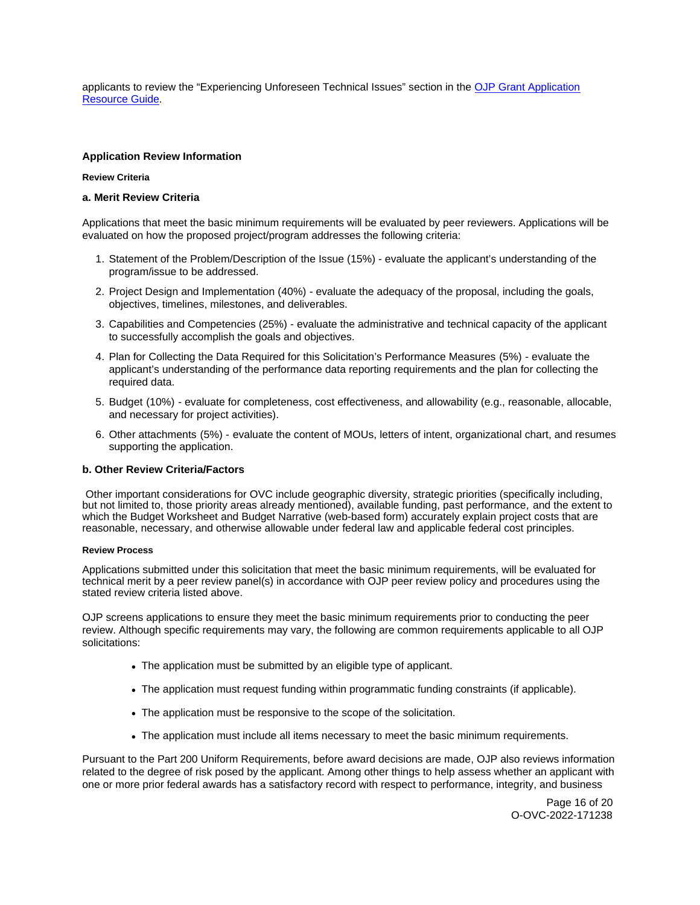applicants to review the "Experiencing Unforeseen Technical Issues" section in the [OJP Grant Application Resource Guide](OJP Grant Application Resource Guide).

## Application Review Information

#### Review Criteria

### a. Merit Review Criteria

Applications that meet the basic minimum requirements will be evaluated by peer reviewers. Applications will be evaluated on how the proposed project/program addresses the following criteria:

1. Statement of the Problem/Description of the Issue (15%) - evaluate the applicant's understanding of the program/issue to be addressed.
2. Project Design and Implementation (40%) - evaluate the adequacy of the proposal, including the goals, objectives, timelines, milestones, and deliverables.
3. Capabilities and Competencies (25%) - evaluate the administrative and technical capacity of the applicant to successfully accomplish the goals and objectives.
4. Plan for Collecting the Data Required for this Solicitation's Performance Measures (5%) - evaluate the applicant's understanding of the performance data reporting requirements and the plan for collecting the required data.
5. Budget (10%) - evaluate for completeness, cost effectiveness, and allowability (e.g., reasonable, allocable, and necessary for project activities).
6. Other attachments (5%) - evaluate the content of MOUs, letters of intent, organizational chart, and resumes supporting the application.

### b. Other Review Criteria/Factors

Other important considerations for OVC include geographic diversity, strategic priorities (specifically including, but not limited to, those priority areas already mentioned), available funding, past performance, and the extent to which the Budget Worksheet and Budget Narrative (web-based form) accurately explain project costs that are reasonable, necessary, and otherwise allowable under federal law and applicable federal cost principles.

#### Review Process

Applications submitted under this solicitation that meet the basic minimum requirements, will be evaluated for technical merit by a peer review panel(s) in accordance with OJP peer review policy and procedures using the stated review criteria listed above.

OJP screens applications to ensure they meet the basic minimum requirements prior to conducting the peer review. Although specific requirements may vary, the following are common requirements applicable to all OJP solicitations:

- The application must be submitted by an eligible type of applicant.
- The application must request funding within programmatic funding constraints (if applicable).
- The application must be responsive to the scope of the solicitation.
- The application must include all items necessary to meet the basic minimum requirements.

Pursuant to the Part 200 Uniform Requirements, before award decisions are made, OJP also reviews information related to the degree of risk posed by the applicant. Among other things to help assess whether an applicant with one or more prior federal awards has a satisfactory record with respect to performance, integrity, and business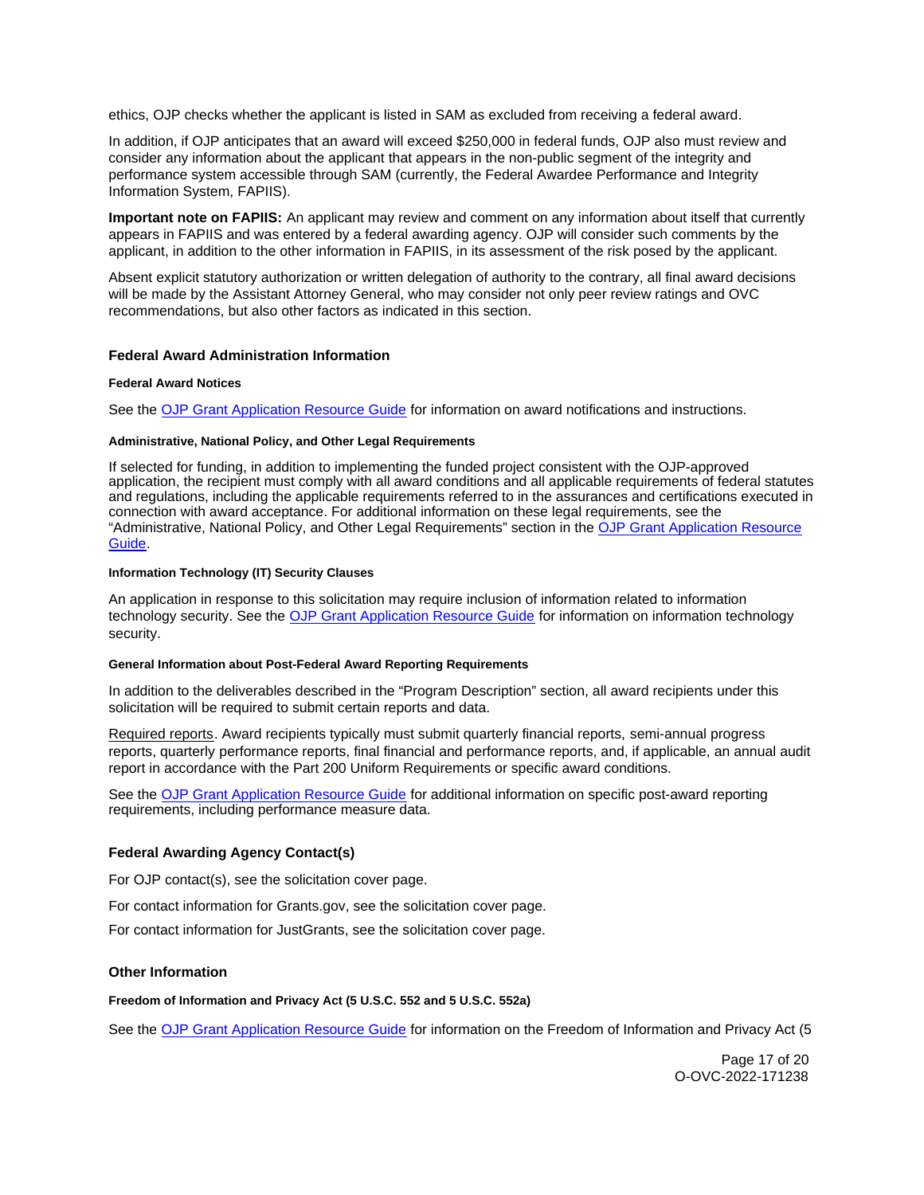ethics, OJP checks whether the applicant is listed in SAM as excluded from receiving a federal award.

In addition, if OJP anticipates that an award will exceed $250,000 in federal funds, OJP also must review and consider any information about the applicant that appears in the non-public segment of the integrity and performance system accessible through SAM (currently, the Federal Awardee Performance and Integrity Information System, FAPIIS).

**Important note on FAPIIS:** An applicant may review and comment on any information about itself that currently appears in FAPIIS and was entered by a federal awarding agency. OJP will consider such comments by the applicant, in addition to the other information in FAPIIS, in its assessment of the risk posed by the applicant.

Absent explicit statutory authorization or written delegation of authority to the contrary, all final award decisions will be made by the Assistant Attorney General, who may consider not only peer review ratings and OVC recommendations, but also other factors as indicated in this section.

### Federal Award Administration Information

#### Federal Award Notices

See the OJP Grant Application Resource Guide for information on award notifications and instructions.

#### Administrative, National Policy, and Other Legal Requirements

If selected for funding, in addition to implementing the funded project consistent with the OJP-approved application, the recipient must comply with all award conditions and all applicable requirements of federal statutes and regulations, including the applicable requirements referred to in the assurances and certifications executed in connection with award acceptance. For additional information on these legal requirements, see the "Administrative, National Policy, and Other Legal Requirements" section in the OJP Grant Application Resource Guide.

#### Information Technology (IT) Security Clauses

An application in response to this solicitation may require inclusion of information related to information technology security. See the OJP Grant Application Resource Guide for information on information technology security.

#### General Information about Post-Federal Award Reporting Requirements

In addition to the deliverables described in the "Program Description" section, all award recipients under this solicitation will be required to submit certain reports and data.

Required reports. Award recipients typically must submit quarterly financial reports, semi-annual progress reports, quarterly performance reports, final financial and performance reports, and, if applicable, an annual audit report in accordance with the Part 200 Uniform Requirements or specific award conditions.

See the OJP Grant Application Resource Guide for additional information on specific post-award reporting requirements, including performance measure data.

### Federal Awarding Agency Contact(s)

For OJP contact(s), see the solicitation cover page.

For contact information for Grants.gov, see the solicitation cover page.

For contact information for JustGrants, see the solicitation cover page.

### Other Information

#### Freedom of Information and Privacy Act (5 U.S.C. 552 and 5 U.S.C. 552a)

See the OJP Grant Application Resource Guide for information on the Freedom of Information and Privacy Act (5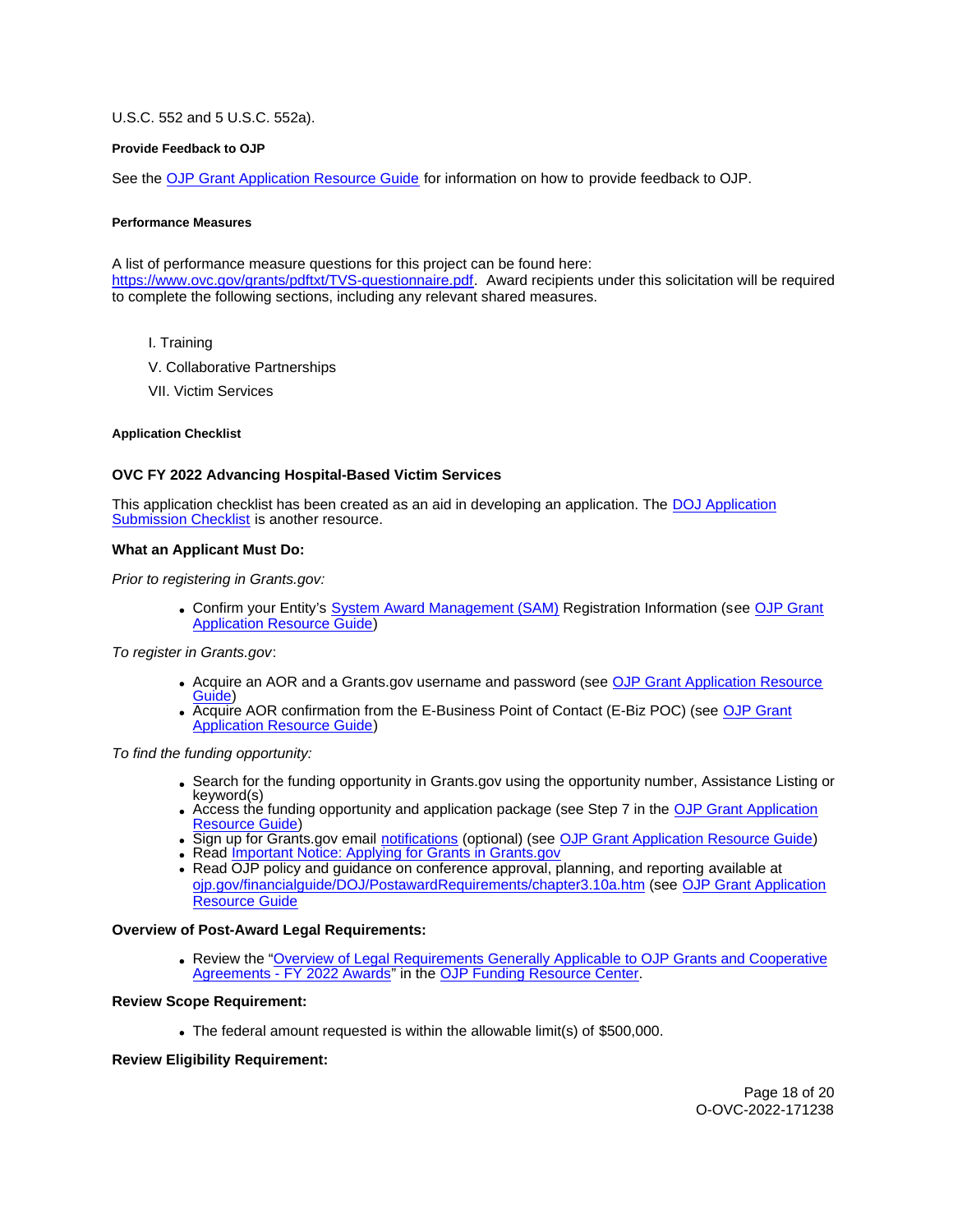U.S.C. 552 and 5 U.S.C. 552a).

#### Provide Feedback to OJP

See the OJP Grant Application Resource Guide for information on how to provide feedback to OJP.

#### Performance Measures

A list of performance measure questions for this project can be found here: https://www.ovc.gov/grants/pdftxt/TVS-questionnaire.pdf. Award recipients under this solicitation will be required to complete the following sections, including any relevant shared measures.

I. Training

V. Collaborative Partnerships

VII. Victim Services

#### Application Checklist

### OVC FY 2022 Advancing Hospital-Based Victim Services

This application checklist has been created as an aid in developing an application. The DOJ Application Submission Checklist is another resource.

**What an Applicant Must Do:**

*Prior to registering in Grants.gov:*

- Confirm your Entity's System Award Management (SAM) Registration Information (see OJP Grant Application Resource Guide)

*To register in Grants.gov*:

- Acquire an AOR and a Grants.gov username and password (see OJP Grant Application Resource Guide)
- Acquire AOR confirmation from the E-Business Point of Contact (E-Biz POC) (see OJP Grant Application Resource Guide)

*To find the funding opportunity:*

- Search for the funding opportunity in Grants.gov using the opportunity number, Assistance Listing or keyword(s)
- Access the funding opportunity and application package (see Step 7 in the OJP Grant Application Resource Guide)
- Sign up for Grants.gov email notifications (optional) (see OJP Grant Application Resource Guide)
- Read Important Notice: Applying for Grants in Grants.gov
- Read OJP policy and guidance on conference approval, planning, and reporting available at ojp.gov/financialguide/DOJ/PostawardRequirements/chapter3.10a.htm (see OJP Grant Application Resource Guide)

**Overview of Post-Award Legal Requirements:**

- Review the "Overview of Legal Requirements Generally Applicable to OJP Grants and Cooperative Agreements - FY 2022 Awards" in the OJP Funding Resource Center.

**Review Scope Requirement:**

- The federal amount requested is within the allowable limit(s) of $500,000.

**Review Eligibility Requirement:**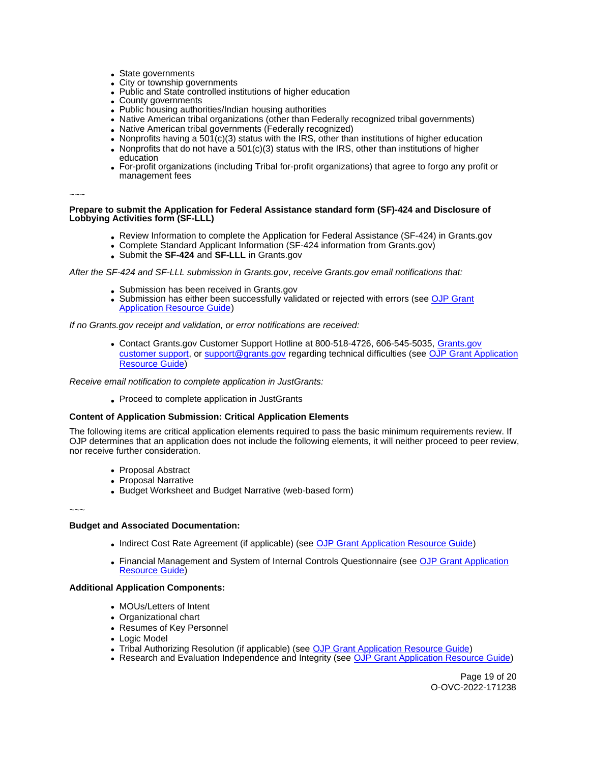- State governments
- City or township governments
- Public and State controlled institutions of higher education
- County governments
- Public housing authorities/Indian housing authorities
- Native American tribal organizations (other than Federally recognized tribal governments)
- Native American tribal governments (Federally recognized)
- Nonprofits having a 501(c)(3) status with the IRS, other than institutions of higher education
- Nonprofits that do not have a 501(c)(3) status with the IRS, other than institutions of higher education
- For-profit organizations (including Tribal for-profit organizations) that agree to forgo any profit or management fees

~~~

**Prepare to submit the Application for Federal Assistance standard form (SF)-424 and Disclosure of Lobbying Activities form (SF-LLL)**

- Review Information to complete the Application for Federal Assistance (SF-424) in Grants.gov
- Complete Standard Applicant Information (SF-424 information from Grants.gov)
- Submit the **SF-424** and **SF-LLL** in Grants.gov

*After the SF-424 and SF-LLL submission in Grants.gov, receive Grants.gov email notifications that:*

- Submission has been received in Grants.gov
- Submission has either been successfully validated or rejected with errors (see OJP Grant Application Resource Guide)

*If no Grants.gov receipt and validation, or error notifications are received:*

- Contact Grants.gov Customer Support Hotline at 800-518-4726, 606-545-5035, Grants.gov customer support, or support@grants.gov regarding technical difficulties (see OJP Grant Application Resource Guide)

*Receive email notification to complete application in JustGrants:*

- Proceed to complete application in JustGrants

**Content of Application Submission: Critical Application Elements**

The following items are critical application elements required to pass the basic minimum requirements review. If OJP determines that an application does not include the following elements, it will neither proceed to peer review, nor receive further consideration.

- Proposal Abstract
- Proposal Narrative
- Budget Worksheet and Budget Narrative (web-based form)

~~~

**Budget and Associated Documentation:**

- Indirect Cost Rate Agreement (if applicable) (see OJP Grant Application Resource Guide)
- Financial Management and System of Internal Controls Questionnaire (see OJP Grant Application Resource Guide)

**Additional Application Components:**

- MOUs/Letters of Intent
- Organizational chart
- Resumes of Key Personnel
- Logic Model
- Tribal Authorizing Resolution (if applicable) (see OJP Grant Application Resource Guide)
- Research and Evaluation Independence and Integrity (see OJP Grant Application Resource Guide)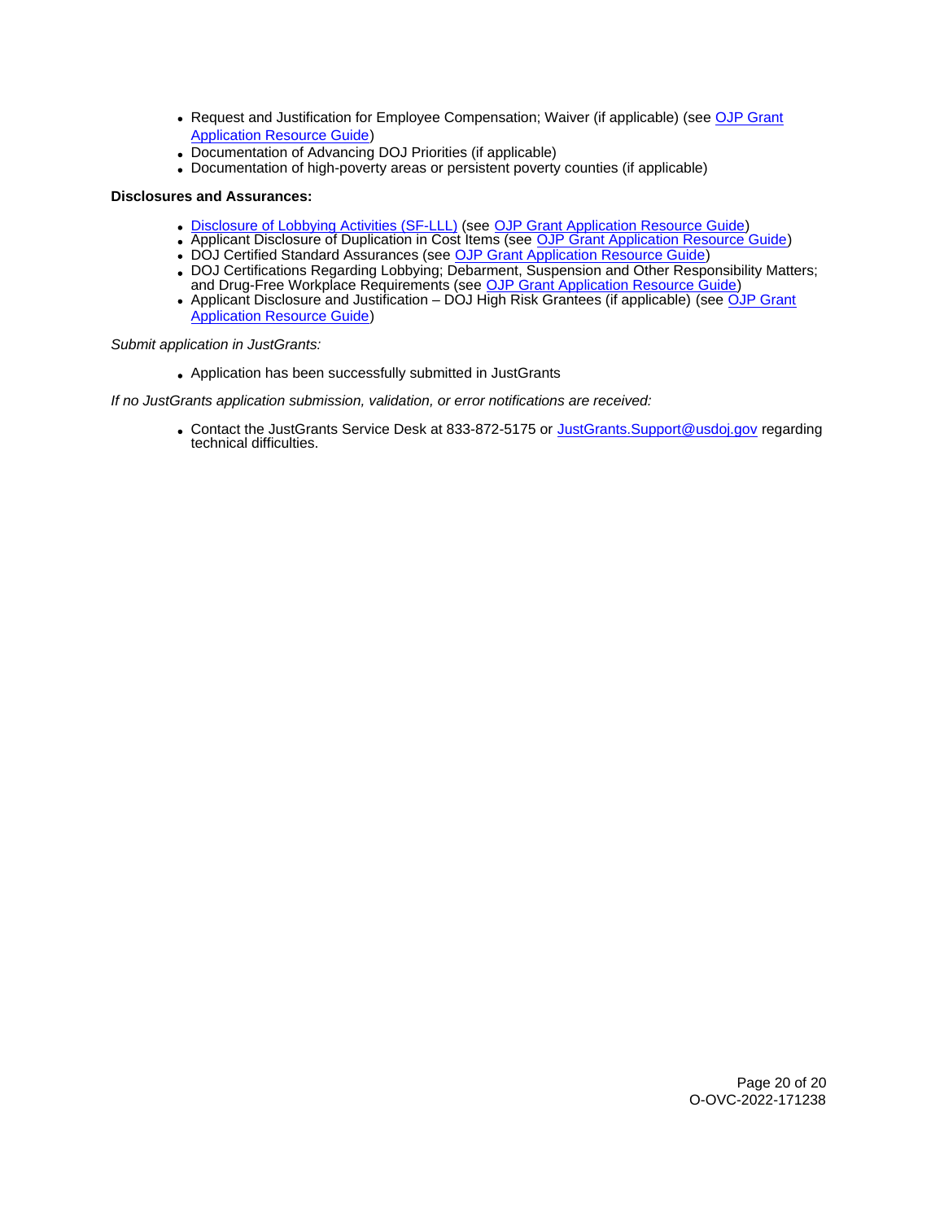- Request and Justification for Employee Compensation; Waiver (if applicable) (see OJP Grant Application Resource Guide)
- Documentation of Advancing DOJ Priorities (if applicable)
- Documentation of high-poverty areas or persistent poverty counties (if applicable)

**Disclosures and Assurances:**

- Disclosure of Lobbying Activities (SF-LLL) (see OJP Grant Application Resource Guide)
- Applicant Disclosure of Duplication in Cost Items (see OJP Grant Application Resource Guide)
- DOJ Certified Standard Assurances (see OJP Grant Application Resource Guide)
- DOJ Certifications Regarding Lobbying; Debarment, Suspension and Other Responsibility Matters; and Drug-Free Workplace Requirements (see OJP Grant Application Resource Guide)
- Applicant Disclosure and Justification – DOJ High Risk Grantees (if applicable) (see OJP Grant Application Resource Guide)

*Submit application in JustGrants:*

- Application has been successfully submitted in JustGrants

*If no JustGrants application submission, validation, or error notifications are received:*

- Contact the JustGrants Service Desk at 833-872-5175 or JustGrants.Support@usdoj.gov regarding technical difficulties.